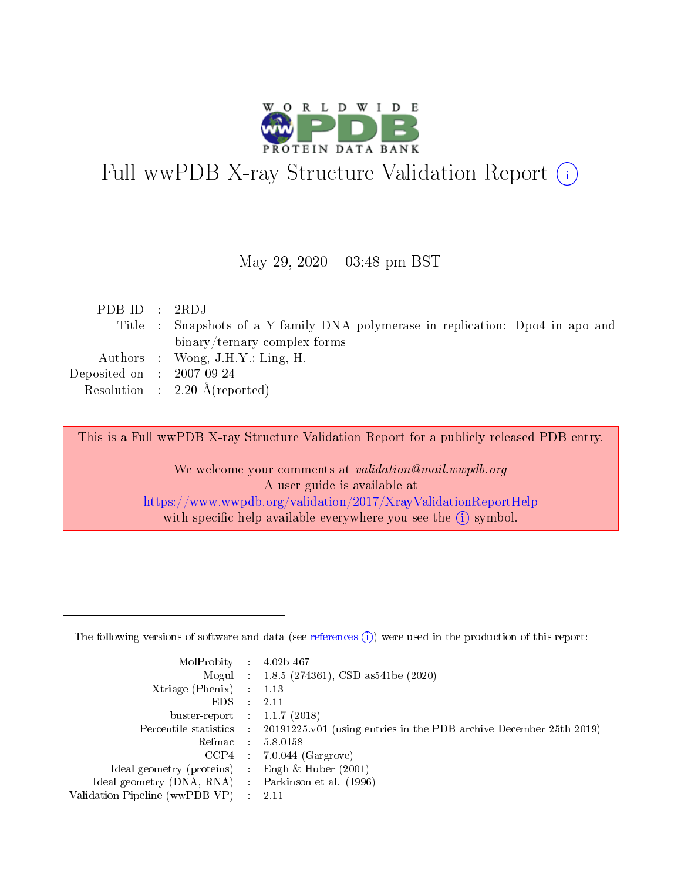# Full wwPDB X-ray Structure Validation Report ⓘ

May 29, 2020 – 03:48 pm BST

| | | |
|---|---|---|
| PDB ID | : | 2RDJ |
| Title | : | Snapshots of a Y-family DNA polymerase in replication: Dpo4 in apo and binary/ternary complex forms |
| Authors | : | Wong, J.H.Y.; Ling, H. |
| Deposited on | : | 2007-09-24 |
| Resolution | : | 2.20 Å(reported) |

This is a Full wwPDB X-ray Structure Validation Report for a publicly released PDB entry.

We welcome your comments at *validation@mail.wwpdb.org*
A user guide is available at
https://www.wwpdb.org/validation/2017/XrayValidationReportHelp
with specific help available everywhere you see the ⓘ symbol.

---

The following versions of software and data (see references ⓘ) were used in the production of this report:

| | | |
|---|---|---|
| MolProbity | : | 4.02b-467 |
| Mogul | : | 1.8.5 (274361), CSD as541be (2020) |
| Xtriage (Phenix) | : | 1.13 |
| EDS | : | 2.11 |
| buster-report | : | 1.1.7 (2018) |
| Percentile statistics | : | 20191225.v01 (using entries in the PDB archive December 25th 2019) |
| Refmac | : | 5.8.0158 |
| CCP4 | : | 7.0.044 (Gargrove) |
| Ideal geometry (proteins) | : | Engh & Huber (2001) |
| Ideal geometry (DNA, RNA) | : | Parkinson et al. (1996) |
| Validation Pipeline (wwPDB-VP) | : | 2.11 |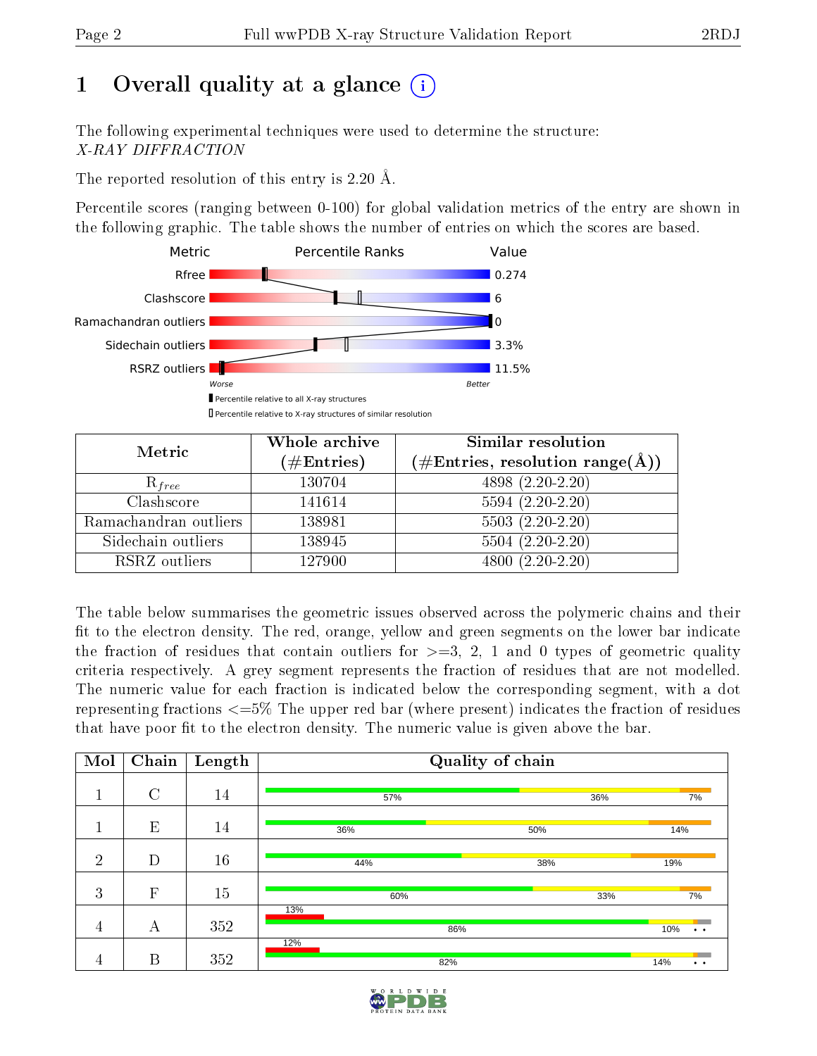# 1 Overall quality at a glance (i)

The following experimental techniques were used to determine the structure:
*X-RAY DIFFRACTION*

The reported resolution of this entry is 2.20 Å.

Percentile scores (ranging between 0-100) for global validation metrics of the entry are shown in the following graphic. The table shows the number of entries on which the scores are based.

| Metric | Value |
|---|---|
| Rfree | 0.274 |
| Clashscore | 6 |
| Ramachandran outliers | 0 |
| Sidechain outliers | 3.3% |
| RSRZ outliers | 11.5% |

Worse — Better

- Percentile relative to all X-ray structures
- Percentile relative to X-ray structures of similar resolution

| Metric | Whole archive (#Entries) | Similar resolution (#Entries, resolution range(Å)) |
|---|---|---|
| $R_{free}$ | 130704 | 4898 (2.20-2.20) |
| Clashscore | 141614 | 5594 (2.20-2.20) |
| Ramachandran outliers | 138981 | 5503 (2.20-2.20) |
| Sidechain outliers | 138945 | 5504 (2.20-2.20) |
| RSRZ outliers | 127900 | 4800 (2.20-2.20) |

The table below summarises the geometric issues observed across the polymeric chains and their fit to the electron density. The red, orange, yellow and green segments on the lower bar indicate the fraction of residues that contain outliers for >=3, 2, 1 and 0 types of geometric quality criteria respectively. A grey segment represents the fraction of residues that are not modelled. The numeric value for each fraction is indicated below the corresponding segment, with a dot representing fractions <=5% The upper red bar (where present) indicates the fraction of residues that have poor fit to the electron density. The numeric value is given above the bar.

| Mol | Chain | Length | Quality of chain |
|---|---|---|---|
| 1 | C | 14 | 57% · 36% · 7% |
| 1 | E | 14 | 36% · 50% · 14% |
| 2 | D | 16 | 44% · 38% · 19% |
| 3 | F | 15 | 60% · 33% · 7% |
| 4 | A | 352 | 13% (poor fit); 86% · 10% · • • |
| 4 | B | 352 | 12% (poor fit); 82% · 14% · • • |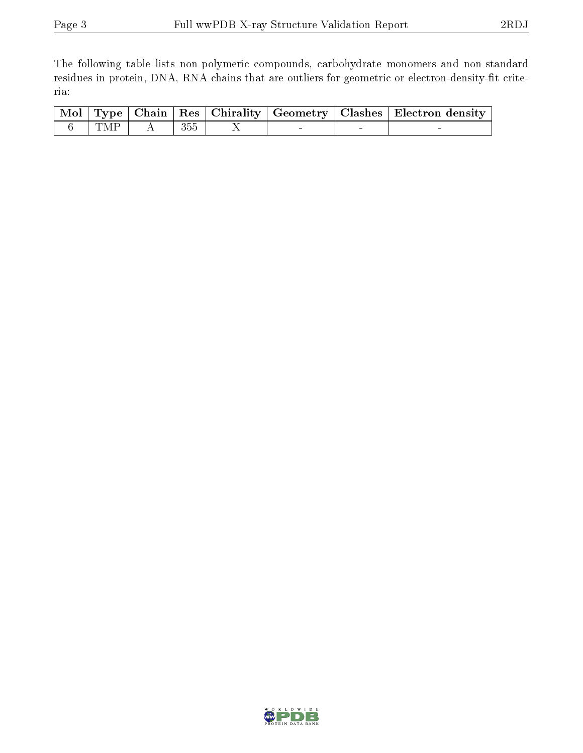The following table lists non-polymeric compounds, carbohydrate monomers and non-standard residues in protein, DNA, RNA chains that are outliers for geometric or electron-density-fit criteria:

| Mol | Type | Chain | Res | Chirality | Geometry | Clashes | Electron density |
|---|---|---|---|---|---|---|---|
| 6 | TMP | A | 355 | X | - | - | - |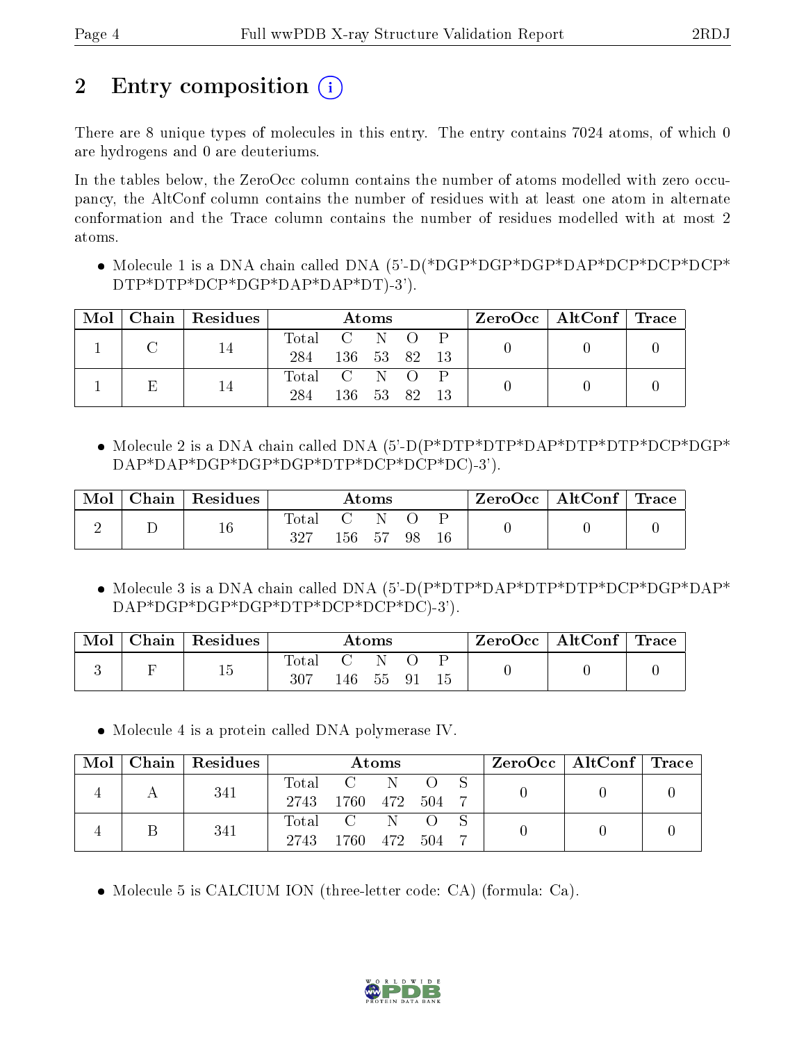## 2 Entry composition (i)

There are 8 unique types of molecules in this entry. The entry contains 7024 atoms, of which 0 are hydrogens and 0 are deuteriums.

In the tables below, the ZeroOcc column contains the number of atoms modelled with zero occupancy, the AltConf column contains the number of residues with at least one atom in alternate conformation and the Trace column contains the number of residues modelled with at most 2 atoms.

- Molecule 1 is a DNA chain called DNA (5'-D(*DGP*DGP*DGP*DAP*DCP*DCP*DCP*DTP*DTP*DCP*DGP*DAP*DAP*DT)-3').

| Mol | Chain | Residues | Atoms | | | | | ZeroOcc | AltConf | Trace |
|---|---|---|---|---|---|---|---|---|---|---|
| | | | Total | C | N | O | P | | | |
| 1 | C | 14 | 284 | 136 | 53 | 82 | 13 | 0 | 0 | 0 |
| 1 | E | 14 | 284 | 136 | 53 | 82 | 13 | 0 | 0 | 0 |

- Molecule 2 is a DNA chain called DNA (5'-D(P*DTP*DTP*DAP*DTP*DTP*DCP*DGP*DAP*DAP*DGP*DGP*DGP*DTP*DCP*DCP*DC)-3').

| Mol | Chain | Residues | Atoms | | | | | ZeroOcc | AltConf | Trace |
|---|---|---|---|---|---|---|---|---|---|---|
| | | | Total | C | N | O | P | | | |
| 2 | D | 16 | 327 | 156 | 57 | 98 | 16 | 0 | 0 | 0 |

- Molecule 3 is a DNA chain called DNA (5'-D(P*DTP*DAP*DTP*DTP*DCP*DGP*DAP*DAP*DGP*DGP*DGP*DTP*DCP*DCP*DC)-3').

| Mol | Chain | Residues | Atoms | | | | | ZeroOcc | AltConf | Trace |
|---|---|---|---|---|---|---|---|---|---|---|
| | | | Total | C | N | O | P | | | |
| 3 | F | 15 | 307 | 146 | 55 | 91 | 15 | 0 | 0 | 0 |

- Molecule 4 is a protein called DNA polymerase IV.

| Mol | Chain | Residues | Atoms | | | | | ZeroOcc | AltConf | Trace |
|---|---|---|---|---|---|---|---|---|---|---|
| | | | Total | C | N | O | S | | | |
| 4 | A | 341 | 2743 | 1760 | 472 | 504 | 7 | 0 | 0 | 0 |
| 4 | B | 341 | 2743 | 1760 | 472 | 504 | 7 | 0 | 0 | 0 |

- Molecule 5 is CALCIUM ION (three-letter code: CA) (formula: Ca).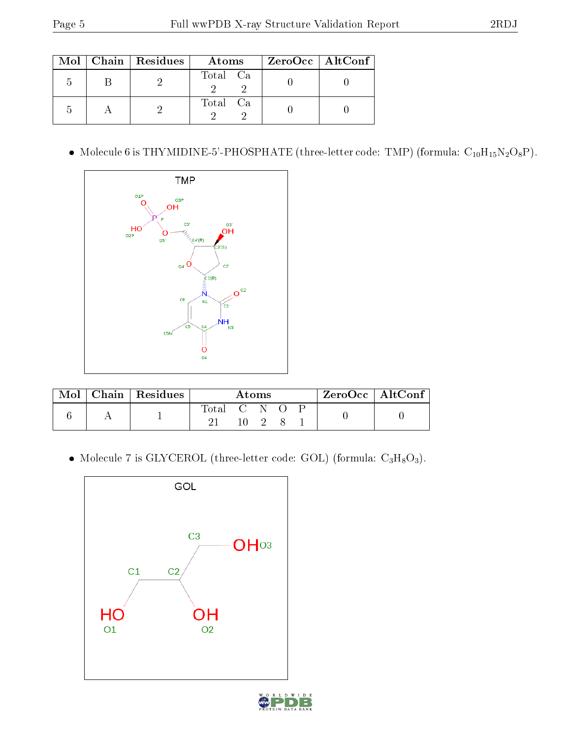| Mol | Chain | Residues | Atoms | | ZeroOcc | AltConf |
|---|---|---|---|---|---|---|
| 5 | B | 2 | Total 2 | Ca 2 | 0 | 0 |
| 5 | A | 2 | Total 2 | Ca 2 | 0 | 0 |

- Molecule 6 is THYMIDINE-5'-PHOSPHATE (three-letter code: TMP) (formula: $C_{10}H_{15}N_2O_8P$).

| Mol | Chain | Residues | Atoms | | | | | ZeroOcc | AltConf |
|---|---|---|---|---|---|---|---|---|---|
| | | | Total | C | N | O | P | | |
| 6 | A | 1 | 21 | 10 | 2 | 8 | 1 | 0 | 0 |

- Molecule 7 is GLYCEROL (three-letter code: GOL) (formula: $C_3H_8O_3$).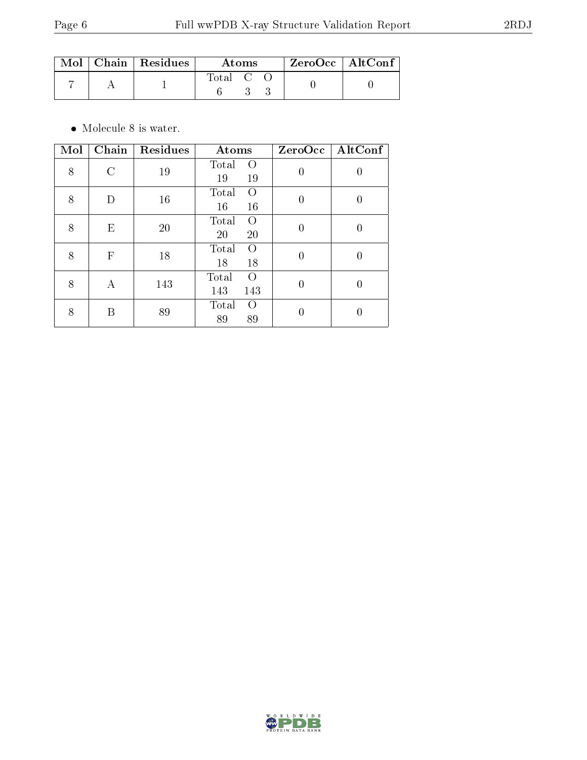| Mol | Chain | Residues | Atoms | ZeroOcc | AltConf |
|---|---|---|---|---|---|
| 7 | A | 1 | Total C O<br>6 3 3 | 0 | 0 |

- Molecule 8 is water.

| Mol | Chain | Residues | Atoms | ZeroOcc | AltConf |
|---|---|---|---|---|---|
| 8 | C | 19 | Total O<br>19 19 | 0 | 0 |
| 8 | D | 16 | Total O<br>16 16 | 0 | 0 |
| 8 | E | 20 | Total O<br>20 20 | 0 | 0 |
| 8 | F | 18 | Total O<br>18 18 | 0 | 0 |
| 8 | A | 143 | Total O<br>143 143 | 0 | 0 |
| 8 | B | 89 | Total O<br>89 89 | 0 | 0 |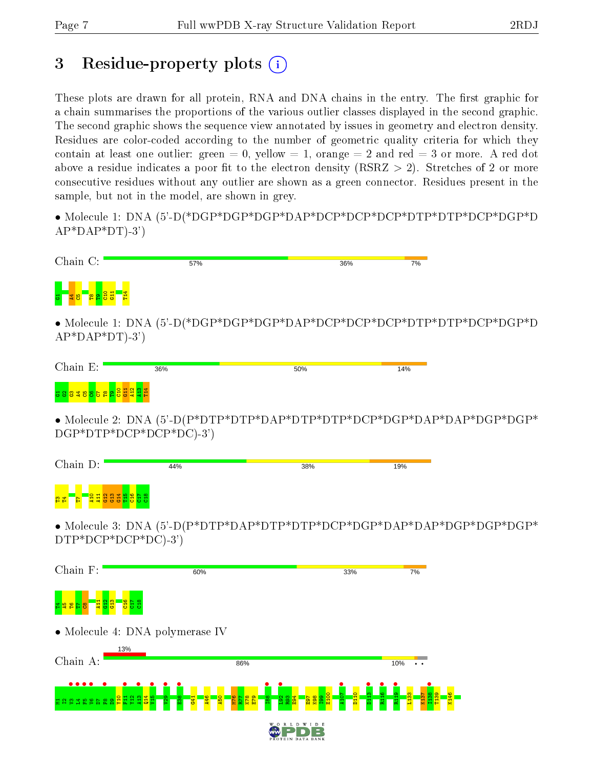# 3 Residue-property plots

These plots are drawn for all protein, RNA and DNA chains in the entry. The first graphic for a chain summarises the proportions of the various outlier classes displayed in the second graphic. The second graphic shows the sequence view annotated by issues in geometry and electron density. Residues are color-coded according to the number of geometric quality criteria for which they contain at least one outlier: green = 0, yellow = 1, orange = 2 and red = 3 or more. A red dot above a residue indicates a poor fit to the electron density (RSRZ > 2). Stretches of 2 or more consecutive residues without any outlier are shown as a green connector. Residues present in the sample, but not in the model, are shown in grey.

- Molecule 1: DNA (5'-D(*DGP*DGP*DGP*DAP*DCP*DCP*DCP*DTP*DTP*DCP*DGP*DAP*DAP*DT)-3')

Chain C: 57% | 36% | 7%

G1 A4 C5 T8 T9 C10 G11 T14

- Molecule 1: DNA (5'-D(*DGP*DGP*DGP*DAP*DCP*DCP*DCP*DTP*DTP*DCP*DGP*DAP*DAP*DT)-3')

Chain E: 36% | 50% | 14%

G1 G2 G3 A4 C5 C6 C7 T8 T9 C10 G11 A12 A13 T14

- Molecule 2: DNA (5'-D(P*DTP*DTP*DAP*DTP*DTP*DCP*DGP*DAP*DAP*DGP*DGP*DGP*DTP*DCP*DCP*DC)-3')

Chain D: 44% | 38% | 19%

T3 T4 T7 A10 A11 G12 G13 G14 T15 C16 C17 C18

- Molecule 3: DNA (5'-D(P*DTP*DAP*DTP*DTP*DCP*DGP*DAP*DAP*DGP*DGP*DGP*DTP*DCP*DCP*DC)-3')

Chain F: 60% | 33% | 7%

T4 A5 T6 T7 C8 A11 G12 G13 C16 C17 C18

- Molecule 4: DNA polymerase IV

Chain A: 13% | 86% | 10%

M1 I2 V3 L4 F5 V6 D7 F8 D9 Y10 F11 Y12 A13 Q14 V15 V29 E38 G41 A46 A50 M76 R77 K78 E79 I88 L92 E93 E94 E97 K98 I99 E100 A107 D110 D113 R116 R119 L133 K137 I138 T139 K146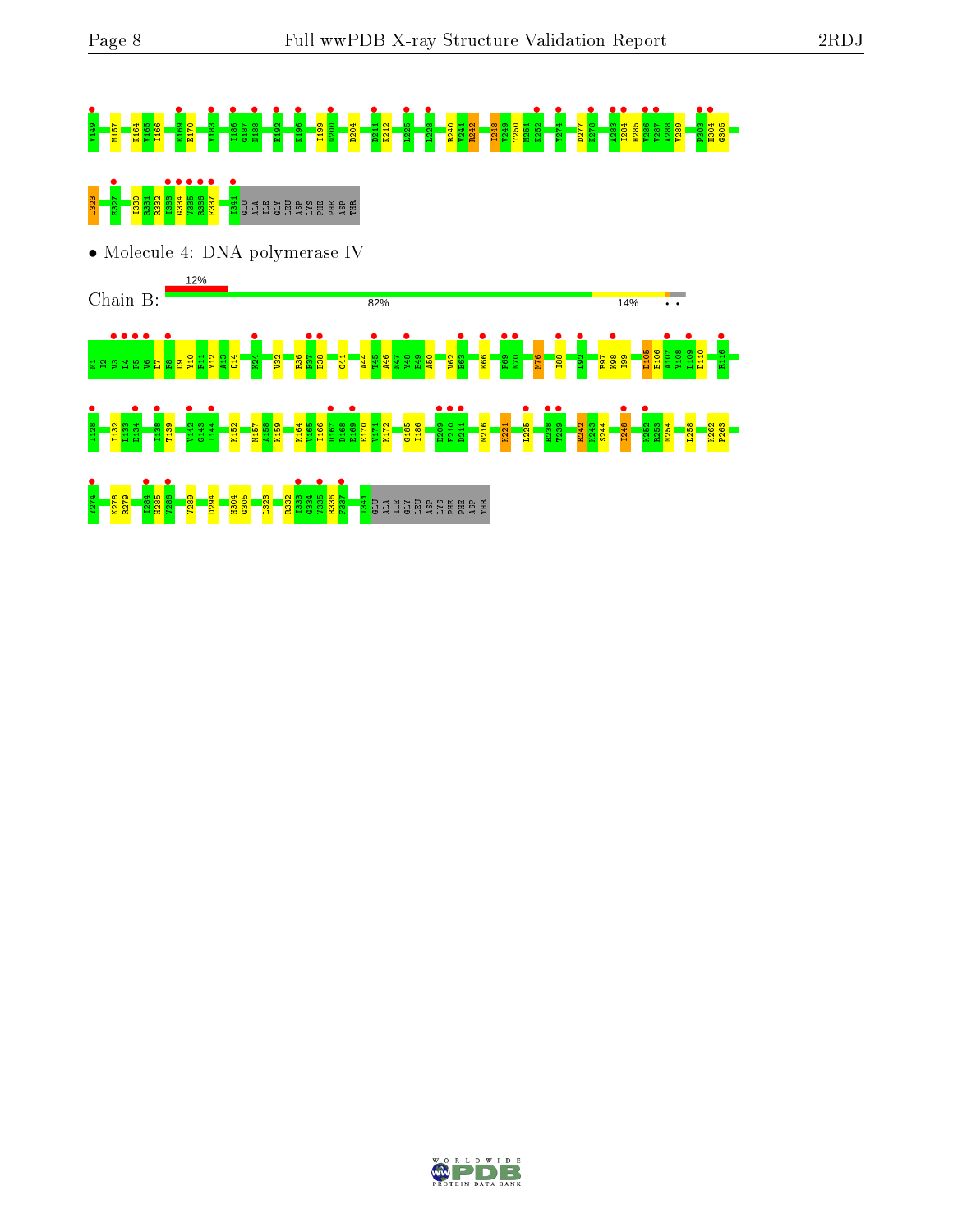V149 M157 K164 V165 I166 E169 E170 V183 I186 G187 N188 E192 K196 I199 N200 D204 D211 K212 L225 L228 R240 V241 R242 I248 V249 T250 M251 K252 Y274 D277 K278 A283 I284 H285 V286 V287 A288 V289 P303 H304 G305

I323 E327 I330 R331 R332 I333 G334 V335 R336 F337 I341 GLU ALA ILE GLY LEU ASP LYS PHE PHE ASP THR

• Molecule 4: DNA polymerase IV

Chain B: 12% 82% 14% • •

M1 I2 V3 L4 F5 V6 D7 F8 D9 Y10 F11 Y12 A13 Q14 K24 V32 R36 F37 E38 G41 A44 T45 A46 N47 Y48 E49 A50 V62 E63 K66 P69 N70 M76 I88 L92 E97 K98 I99 D105 E106 A107 Y108 L109 D110 R116

I128 I132 L133 E134 I138 T139 V142 G143 I144 K152 M157 A158 K159 K164 V165 I166 D167 D168 E169 E170 V171 K172 G185 I186 E209 F210 D211 M216 K221 L225 R238 T239 R242 K243 S244 I248 K252 R253 N254 L258 K262 P263

Y274 K278 R279 I284 H285 V286 V289 D294 H304 G305 I323 R332 I333 G334 V335 R336 F337 I341 GLU ALA ILE GLY LEU ASP LYS PHE PHE ASP THR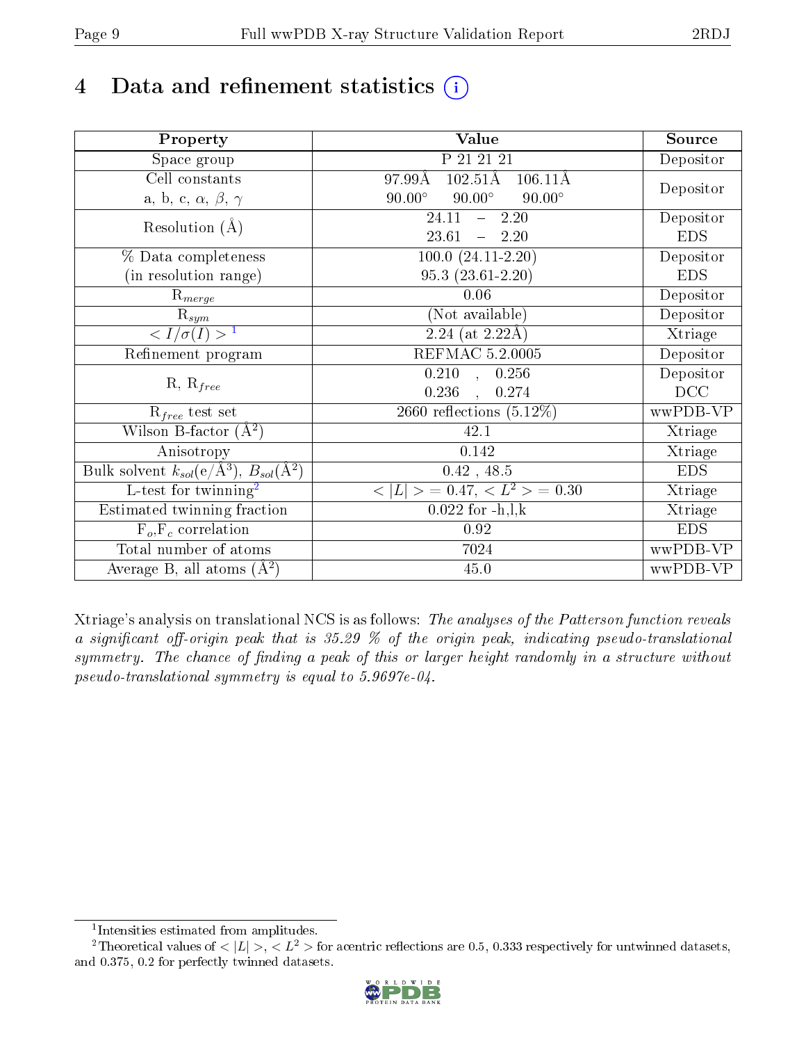# 4 Data and refinement statistics (i)

| Property | Value | Source |
|---|---|---|
| Space group | P 21 21 21 | Depositor |
| Cell constants<br>a, b, c, $\alpha$, $\beta$, $\gamma$ | 97.99Å 102.51Å 106.11Å<br>90.00° 90.00° 90.00° | Depositor |
| Resolution (Å) | 24.11 – 2.20<br>23.61 – 2.20 | Depositor<br>EDS |
| % Data completeness<br>(in resolution range) | 100.0 (24.11-2.20)<br>95.3 (23.61-2.20) | Depositor<br>EDS |
| $R_{merge}$ | 0.06 | Depositor |
| $R_{sym}$ | (Not available) | Depositor |
| $< I/\sigma(I) >$ [1] | 2.24 (at 2.22Å) | Xtriage |
| Refinement program | REFMAC 5.2.0005 | Depositor |
| R, $R_{free}$ | 0.210 , 0.256<br>0.236 , 0.274 | Depositor<br>DCC |
| $R_{free}$ test set | 2660 reflections (5.12%) | wwPDB-VP |
| Wilson B-factor (Å$^2$) | 42.1 | Xtriage |
| Anisotropy | 0.142 | Xtriage |
| Bulk solvent $k_{sol}$(e/Å$^3$), $B_{sol}$(Å$^2$) | 0.42 , 48.5 | EDS |
| L-test for twinning[2] | $< \|L\| >$ = 0.47, $< L^2 >$ = 0.30 | Xtriage |
| Estimated twinning fraction | 0.022 for -h,l,k | Xtriage |
| $F_o$,$F_c$ correlation | 0.92 | EDS |
| Total number of atoms | 7024 | wwPDB-VP |
| Average B, all atoms (Å$^2$) | 45.0 | wwPDB-VP |

Xtriage's analysis on translational NCS is as follows: *The analyses of the Patterson function reveals a significant off-origin peak that is 35.29 % of the origin peak, indicating pseudo-translational symmetry. The chance of finding a peak of this or larger height randomly in a structure without pseudo-translational symmetry is equal to 5.9697e-04.*

[1] Intensities estimated from amplitudes.

[2] Theoretical values of $< |L| >$, $< L^2 >$ for acentric reflections are 0.5, 0.333 respectively for untwinned datasets, and 0.375, 0.2 for perfectly twinned datasets.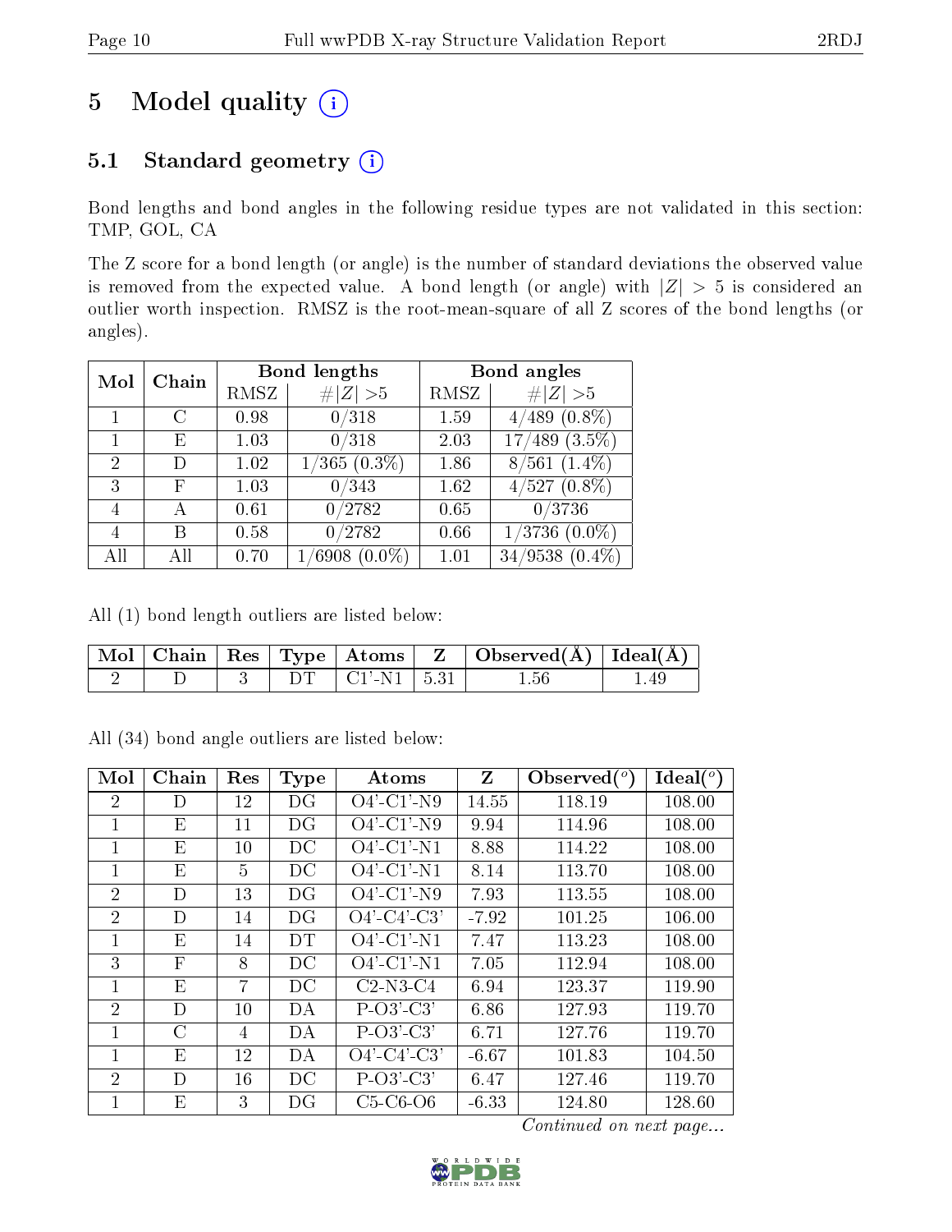# 5 Model quality (i)

## 5.1 Standard geometry (i)

Bond lengths and bond angles in the following residue types are not validated in this section: TMP, GOL, CA

The Z score for a bond length (or angle) is the number of standard deviations the observed value is removed from the expected value. A bond length (or angle) with $|Z| > 5$ is considered an outlier worth inspection. RMSZ is the root-mean-square of all Z scores of the bond lengths (or angles).

| Mol | Chain | Bond lengths | | Bond angles | |
|---|---|---|---|---|---|
| | | RMSZ | #\|Z\| >5 | RMSZ | #\|Z\| >5 |
| 1 | C | 0.98 | 0/318 | 1.59 | 4/489 (0.8%) |
| 1 | E | 1.03 | 0/318 | 2.03 | 17/489 (3.5%) |
| 2 | D | 1.02 | 1/365 (0.3%) | 1.86 | 8/561 (1.4%) |
| 3 | F | 1.03 | 0/343 | 1.62 | 4/527 (0.8%) |
| 4 | A | 0.61 | 0/2782 | 0.65 | 0/3736 |
| 4 | B | 0.58 | 0/2782 | 0.66 | 1/3736 (0.0%) |
| All | All | 0.70 | 1/6908 (0.0%) | 1.01 | 34/9538 (0.4%) |

All (1) bond length outliers are listed below:

| Mol | Chain | Res | Type | Atoms | Z | Observed(Å) | Ideal(Å) |
|---|---|---|---|---|---|---|---|
| 2 | D | 3 | DT | C1'-N1 | 5.31 | 1.56 | 1.49 |

All (34) bond angle outliers are listed below:

| Mol | Chain | Res | Type | Atoms | Z | Observed(°) | Ideal(°) |
|---|---|---|---|---|---|---|---|
| 2 | D | 12 | DG | O4'-C1'-N9 | 14.55 | 118.19 | 108.00 |
| 1 | E | 11 | DG | O4'-C1'-N9 | 9.94 | 114.96 | 108.00 |
| 1 | E | 10 | DC | O4'-C1'-N1 | 8.88 | 114.22 | 108.00 |
| 1 | E | 5 | DC | O4'-C1'-N1 | 8.14 | 113.70 | 108.00 |
| 2 | D | 13 | DG | O4'-C1'-N9 | 7.93 | 113.55 | 108.00 |
| 2 | D | 14 | DG | O4'-C4'-C3' | -7.92 | 101.25 | 106.00 |
| 1 | E | 14 | DT | O4'-C1'-N1 | 7.47 | 113.23 | 108.00 |
| 3 | F | 8 | DC | O4'-C1'-N1 | 7.05 | 112.94 | 108.00 |
| 1 | E | 7 | DC | C2-N3-C4 | 6.94 | 123.37 | 119.90 |
| 2 | D | 10 | DA | P-O3'-C3' | 6.86 | 127.93 | 119.70 |
| 1 | C | 4 | DA | P-O3'-C3' | 6.71 | 127.76 | 119.70 |
| 1 | E | 12 | DA | O4'-C4'-C3' | -6.67 | 101.83 | 104.50 |
| 2 | D | 16 | DC | P-O3'-C3' | 6.47 | 127.46 | 119.70 |
| 1 | E | 3 | DG | C5-C6-O6 | -6.33 | 124.80 | 128.60 |

*Continued on next page...*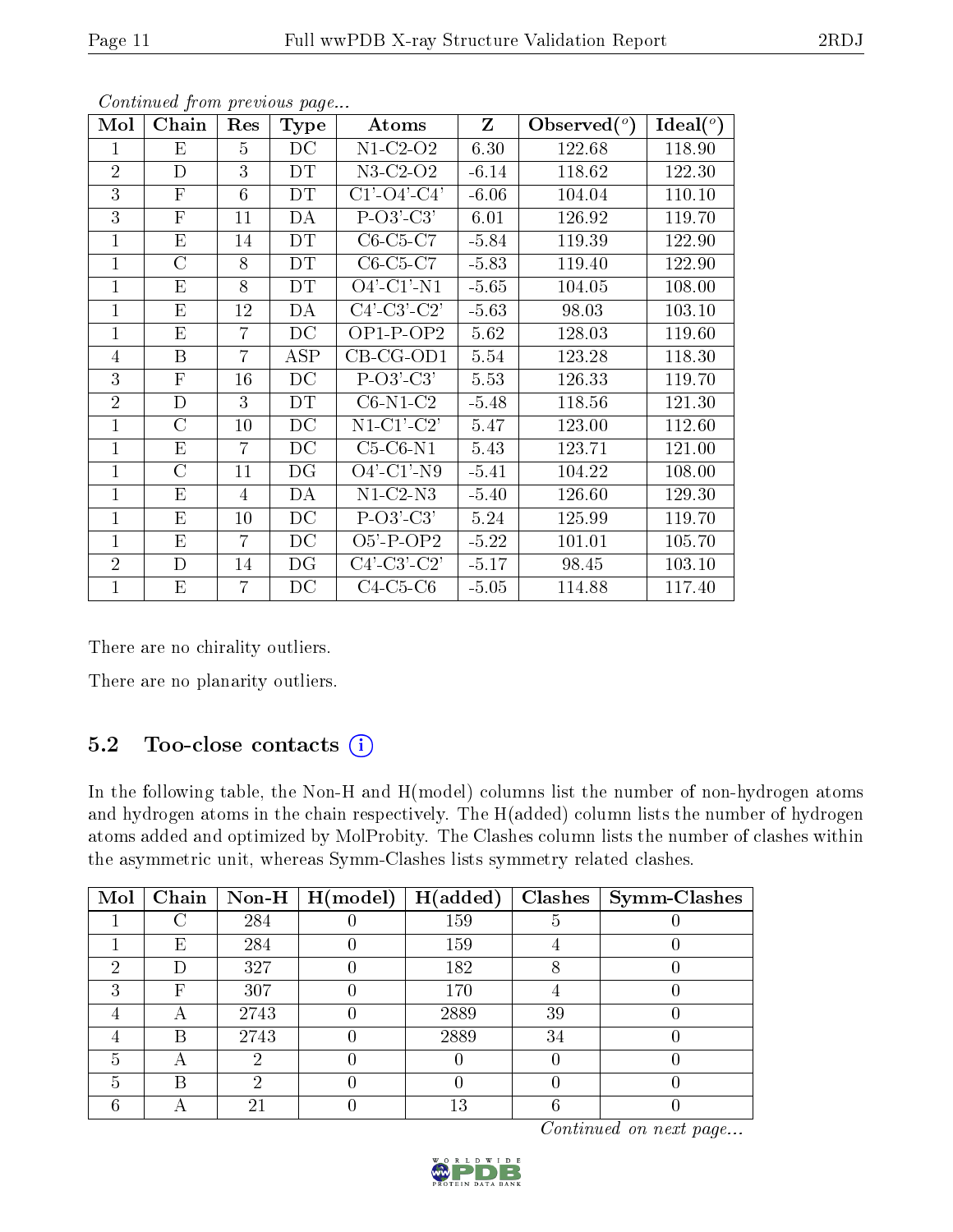*Continued from previous page...*

| Mol | Chain | Res | Type | Atoms | Z | Observed(°) | Ideal(°) |
|---|---|---|---|---|---|---|---|
| 1 | E | 5 | DC | N1-C2-O2 | 6.30 | 122.68 | 118.90 |
| 2 | D | 3 | DT | N3-C2-O2 | -6.14 | 118.62 | 122.30 |
| 3 | F | 6 | DT | C1'-O4'-C4' | -6.06 | 104.04 | 110.10 |
| 3 | F | 11 | DA | P-O3'-C3' | 6.01 | 126.92 | 119.70 |
| 1 | E | 14 | DT | C6-C5-C7 | -5.84 | 119.39 | 122.90 |
| 1 | C | 8 | DT | C6-C5-C7 | -5.83 | 119.40 | 122.90 |
| 1 | E | 8 | DT | O4'-C1'-N1 | -5.65 | 104.05 | 108.00 |
| 1 | E | 12 | DA | C4'-C3'-C2' | -5.63 | 98.03 | 103.10 |
| 1 | E | 7 | DC | OP1-P-OP2 | 5.62 | 128.03 | 119.60 |
| 4 | B | 7 | ASP | CB-CG-OD1 | 5.54 | 123.28 | 118.30 |
| 3 | F | 16 | DC | P-O3'-C3' | 5.53 | 126.33 | 119.70 |
| 2 | D | 3 | DT | C6-N1-C2 | -5.48 | 118.56 | 121.30 |
| 1 | C | 10 | DC | N1-C1'-C2' | 5.47 | 123.00 | 112.60 |
| 1 | E | 7 | DC | C5-C6-N1 | 5.43 | 123.71 | 121.00 |
| 1 | C | 11 | DG | O4'-C1'-N9 | -5.41 | 104.22 | 108.00 |
| 1 | E | 4 | DA | N1-C2-N3 | -5.40 | 126.60 | 129.30 |
| 1 | E | 10 | DC | P-O3'-C3' | 5.24 | 125.99 | 119.70 |
| 1 | E | 7 | DC | O5'-P-OP2 | -5.22 | 101.01 | 105.70 |
| 2 | D | 14 | DG | C4'-C3'-C2' | -5.17 | 98.45 | 103.10 |
| 1 | E | 7 | DC | C4-C5-C6 | -5.05 | 114.88 | 117.40 |

There are no chirality outliers.

There are no planarity outliers.

## 5.2 Too-close contacts

In the following table, the Non-H and H(model) columns list the number of non-hydrogen atoms and hydrogen atoms in the chain respectively. The H(added) column lists the number of hydrogen atoms added and optimized by MolProbity. The Clashes column lists the number of clashes within the asymmetric unit, whereas Symm-Clashes lists symmetry related clashes.

| Mol | Chain | Non-H | H(model) | H(added) | Clashes | Symm-Clashes |
|---|---|---|---|---|---|---|
| 1 | C | 284 | 0 | 159 | 5 | 0 |
| 1 | E | 284 | 0 | 159 | 4 | 0 |
| 2 | D | 327 | 0 | 182 | 8 | 0 |
| 3 | F | 307 | 0 | 170 | 4 | 0 |
| 4 | A | 2743 | 0 | 2889 | 39 | 0 |
| 4 | B | 2743 | 0 | 2889 | 34 | 0 |
| 5 | A | 2 | 0 | 0 | 0 | 0 |
| 5 | B | 2 | 0 | 0 | 0 | 0 |
| 6 | A | 21 | 0 | 13 | 6 | 0 |

*Continued on next page...*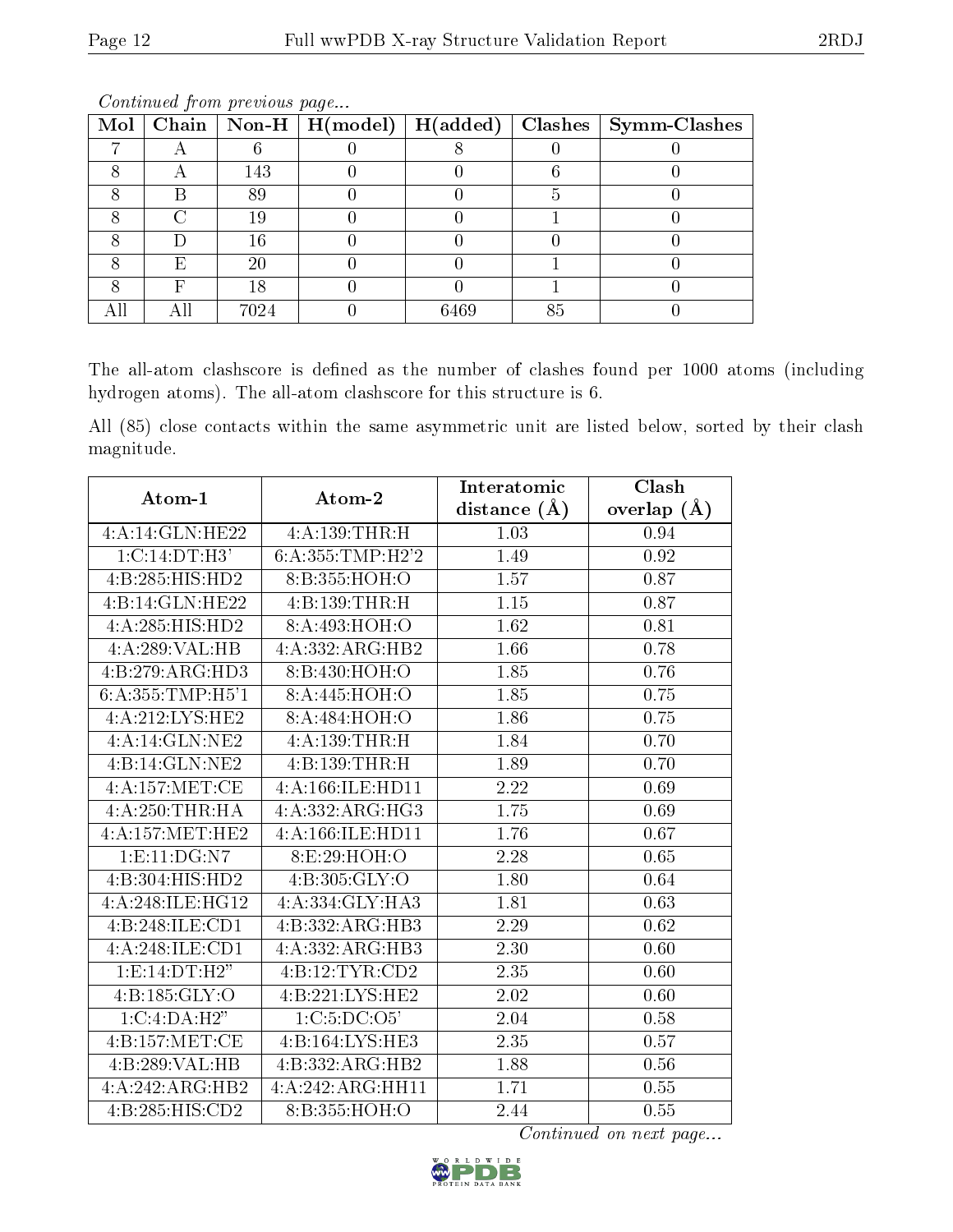*Continued from previous page...*

| Mol | Chain | Non-H | H(model) | H(added) | Clashes | Symm-Clashes |
|---|---|---|---|---|---|---|
| 7 | A | 6 | 0 | 8 | 0 | 0 |
| 8 | A | 143 | 0 | 0 | 6 | 0 |
| 8 | B | 89 | 0 | 0 | 5 | 0 |
| 8 | C | 19 | 0 | 0 | 1 | 0 |
| 8 | D | 16 | 0 | 0 | 0 | 0 |
| 8 | E | 20 | 0 | 0 | 1 | 0 |
| 8 | F | 18 | 0 | 0 | 1 | 0 |
| All | All | 7024 | 0 | 6469 | 85 | 0 |

The all-atom clashscore is defined as the number of clashes found per 1000 atoms (including hydrogen atoms). The all-atom clashscore for this structure is 6.

All (85) close contacts within the same asymmetric unit are listed below, sorted by their clash magnitude.

| Atom-1 | Atom-2 | Interatomic distance (Å) | Clash overlap (Å) |
|---|---|---|---|
| 4:A:14:GLN:HE22 | 4:A:139:THR:H | 1.03 | 0.94 |
| 1:C:14:DT:H3' | 6:A:355:TMP:H2'2 | 1.49 | 0.92 |
| 4:B:285:HIS:HD2 | 8:B:355:HOH:O | 1.57 | 0.87 |
| 4:B:14:GLN:HE22 | 4:B:139:THR:H | 1.15 | 0.87 |
| 4:A:285:HIS:HD2 | 8:A:493:HOH:O | 1.62 | 0.81 |
| 4:A:289:VAL:HB | 4:A:332:ARG:HB2 | 1.66 | 0.78 |
| 4:B:279:ARG:HD3 | 8:B:430:HOH:O | 1.85 | 0.76 |
| 6:A:355:TMP:H5'1 | 8:A:445:HOH:O | 1.85 | 0.75 |
| 4:A:212:LYS:HE2 | 8:A:484:HOH:O | 1.86 | 0.75 |
| 4:A:14:GLN:NE2 | 4:A:139:THR:H | 1.84 | 0.70 |
| 4:B:14:GLN:NE2 | 4:B:139:THR:H | 1.89 | 0.70 |
| 4:A:157:MET:CE | 4:A:166:ILE:HD11 | 2.22 | 0.69 |
| 4:A:250:THR:HA | 4:A:332:ARG:HG3 | 1.75 | 0.69 |
| 4:A:157:MET:HE2 | 4:A:166:ILE:HD11 | 1.76 | 0.67 |
| 1:E:11:DG:N7 | 8:E:29:HOH:O | 2.28 | 0.65 |
| 4:B:304:HIS:HD2 | 4:B:305:GLY:O | 1.80 | 0.64 |
| 4:A:248:ILE:HG12 | 4:A:334:GLY:HA3 | 1.81 | 0.63 |
| 4:B:248:ILE:CD1 | 4:B:332:ARG:HB3 | 2.29 | 0.62 |
| 4:A:248:ILE:CD1 | 4:A:332:ARG:HB3 | 2.30 | 0.60 |
| 1:E:14:DT:H2" | 4:B:12:TYR:CD2 | 2.35 | 0.60 |
| 4:B:185:GLY:O | 4:B:221:LYS:HE2 | 2.02 | 0.60 |
| 1:C:4:DA:H2" | 1:C:5:DC:O5' | 2.04 | 0.58 |
| 4:B:157:MET:CE | 4:B:164:LYS:HE3 | 2.35 | 0.57 |
| 4:B:289:VAL:HB | 4:B:332:ARG:HB2 | 1.88 | 0.56 |
| 4:A:242:ARG:HB2 | 4:A:242:ARG:HH11 | 1.71 | 0.55 |
| 4:B:285:HIS:CD2 | 8:B:355:HOH:O | 2.44 | 0.55 |

*Continued on next page...*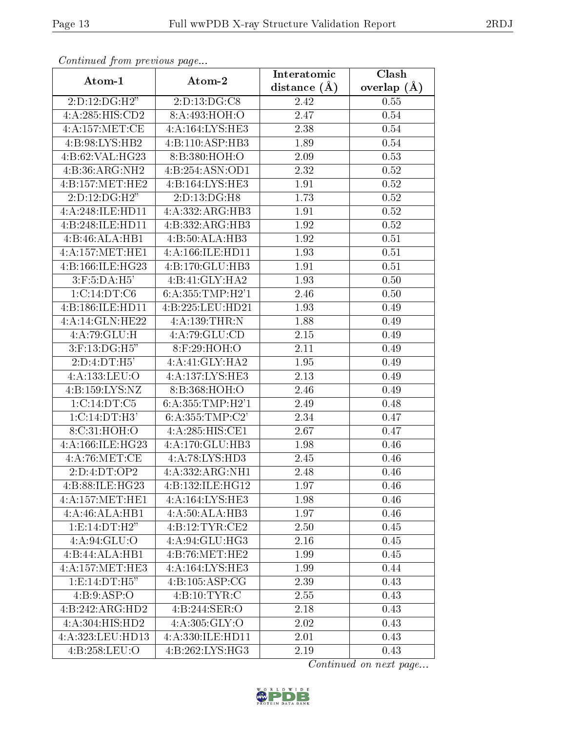*Continued from previous page...*

| Atom-1 | Atom-2 | Interatomic distance (Å) | Clash overlap (Å) |
|---|---|---|---|
| 2:D:12:DG:H2" | 2:D:13:DG:C8 | 2.42 | 0.55 |
| 4:A:285:HIS:CD2 | 8:A:493:HOH:O | 2.47 | 0.54 |
| 4:A:157:MET:CE | 4:A:164:LYS:HE3 | 2.38 | 0.54 |
| 4:B:98:LYS:HB2 | 4:B:110:ASP:HB3 | 1.89 | 0.54 |
| 4:B:62:VAL:HG23 | 8:B:380:HOH:O | 2.09 | 0.53 |
| 4:B:36:ARG:NH2 | 4:B:254:ASN:OD1 | 2.32 | 0.52 |
| 4:B:157:MET:HE2 | 4:B:164:LYS:HE3 | 1.91 | 0.52 |
| 2:D:12:DG:H2" | 2:D:13:DG:H8 | 1.73 | 0.52 |
| 4:A:248:ILE:HD11 | 4:A:332:ARG:HB3 | 1.91 | 0.52 |
| 4:B:248:ILE:HD11 | 4:B:332:ARG:HB3 | 1.92 | 0.52 |
| 4:B:46:ALA:HB1 | 4:B:50:ALA:HB3 | 1.92 | 0.51 |
| 4:A:157:MET:HE1 | 4:A:166:ILE:HD11 | 1.93 | 0.51 |
| 4:B:166:ILE:HG23 | 4:B:170:GLU:HB3 | 1.91 | 0.51 |
| 3:F:5:DA:H5' | 4:B:41:GLY:HA2 | 1.93 | 0.50 |
| 1:C:14:DT:C6 | 6:A:355:TMP:H2'1 | 2.46 | 0.50 |
| 4:B:186:ILE:HD11 | 4:B:225:LEU:HD21 | 1.93 | 0.49 |
| 4:A:14:GLN:HE22 | 4:A:139:THR:N | 1.88 | 0.49 |
| 4:A:79:GLU:H | 4:A:79:GLU:CD | 2.15 | 0.49 |
| 3:F:13:DG:H5" | 8:F:29:HOH:O | 2.11 | 0.49 |
| 2:D:4:DT:H5' | 4:A:41:GLY:HA2 | 1.95 | 0.49 |
| 4:A:133:LEU:O | 4:A:137:LYS:HE3 | 2.13 | 0.49 |
| 4:B:159:LYS:NZ | 8:B:368:HOH:O | 2.46 | 0.49 |
| 1:C:14:DT:C5 | 6:A:355:TMP:H2'1 | 2.49 | 0.48 |
| 1:C:14:DT:H3' | 6:A:355:TMP:C2' | 2.34 | 0.47 |
| 8:C:31:HOH:O | 4:A:285:HIS:CE1 | 2.67 | 0.47 |
| 4:A:166:ILE:HG23 | 4:A:170:GLU:HB3 | 1.98 | 0.46 |
| 4:A:76:MET:CE | 4:A:78:LYS:HD3 | 2.45 | 0.46 |
| 2:D:4:DT:OP2 | 4:A:332:ARG:NH1 | 2.48 | 0.46 |
| 4:B:88:ILE:HG23 | 4:B:132:ILE:HG12 | 1.97 | 0.46 |
| 4:A:157:MET:HE1 | 4:A:164:LYS:HE3 | 1.98 | 0.46 |
| 4:A:46:ALA:HB1 | 4:A:50:ALA:HB3 | 1.97 | 0.46 |
| 1:E:14:DT:H2" | 4:B:12:TYR:CE2 | 2.50 | 0.45 |
| 4:A:94:GLU:O | 4:A:94:GLU:HG3 | 2.16 | 0.45 |
| 4:B:44:ALA:HB1 | 4:B:76:MET:HE2 | 1.99 | 0.45 |
| 4:A:157:MET:HE3 | 4:A:164:LYS:HE3 | 1.99 | 0.44 |
| 1:E:14:DT:H5" | 4:B:105:ASP:CG | 2.39 | 0.43 |
| 4:B:9:ASP:O | 4:B:10:TYR:C | 2.55 | 0.43 |
| 4:B:242:ARG:HD2 | 4:B:244:SER:O | 2.18 | 0.43 |
| 4:A:304:HIS:HD2 | 4:A:305:GLY:O | 2.02 | 0.43 |
| 4:A:323:LEU:HD13 | 4:A:330:ILE:HD11 | 2.01 | 0.43 |
| 4:B:258:LEU:O | 4:B:262:LYS:HG3 | 2.19 | 0.43 |

*Continued on next page...*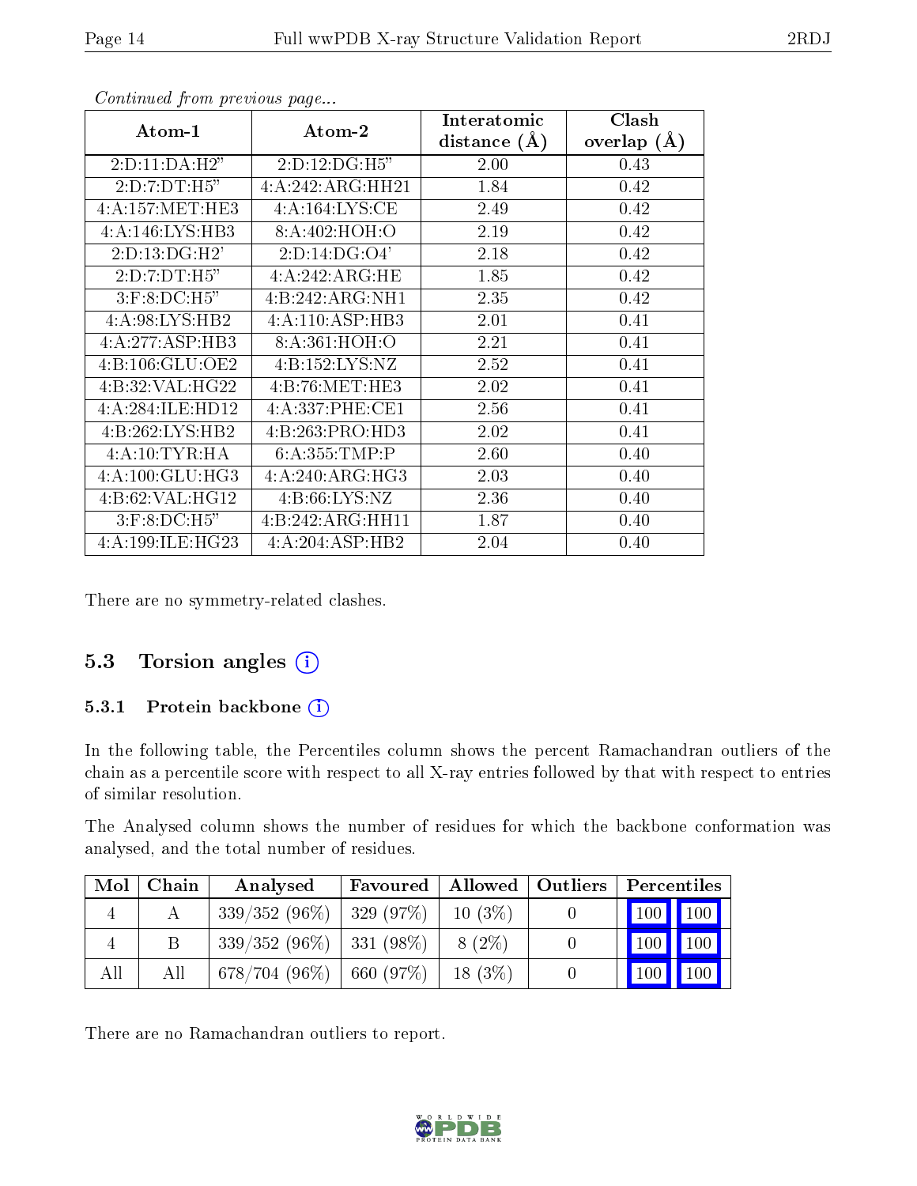*Continued from previous page...*

| Atom-1 | Atom-2 | Interatomic distance (Å) | Clash overlap (Å) |
|---|---|---|---|
| 2:D:11:DA:H2" | 2:D:12:DG:H5" | 2.00 | 0.43 |
| 2:D:7:DT:H5" | 4:A:242:ARG:HH21 | 1.84 | 0.42 |
| 4:A:157:MET:HE3 | 4:A:164:LYS:CE | 2.49 | 0.42 |
| 4:A:146:LYS:HB3 | 8:A:402:HOH:O | 2.19 | 0.42 |
| 2:D:13:DG:H2' | 2:D:14:DG:O4' | 2.18 | 0.42 |
| 2:D:7:DT:H5" | 4:A:242:ARG:HE | 1.85 | 0.42 |
| 3:F:8:DC:H5" | 4:B:242:ARG:NH1 | 2.35 | 0.42 |
| 4:A:98:LYS:HB2 | 4:A:110:ASP:HB3 | 2.01 | 0.41 |
| 4:A:277:ASP:HB3 | 8:A:361:HOH:O | 2.21 | 0.41 |
| 4:B:106:GLU:OE2 | 4:B:152:LYS:NZ | 2.52 | 0.41 |
| 4:B:32:VAL:HG22 | 4:B:76:MET:HE3 | 2.02 | 0.41 |
| 4:A:284:ILE:HD12 | 4:A:337:PHE:CE1 | 2.56 | 0.41 |
| 4:B:262:LYS:HB2 | 4:B:263:PRO:HD3 | 2.02 | 0.41 |
| 4:A:10:TYR:HA | 6:A:355:TMP:P | 2.60 | 0.40 |
| 4:A:100:GLU:HG3 | 4:A:240:ARG:HG3 | 2.03 | 0.40 |
| 4:B:62:VAL:HG12 | 4:B:66:LYS:NZ | 2.36 | 0.40 |
| 3:F:8:DC:H5" | 4:B:242:ARG:HH11 | 1.87 | 0.40 |
| 4:A:199:ILE:HG23 | 4:A:204:ASP:HB2 | 2.04 | 0.40 |

There are no symmetry-related clashes.

## 5.3 Torsion angles

### 5.3.1 Protein backbone

In the following table, the Percentiles column shows the percent Ramachandran outliers of the chain as a percentile score with respect to all X-ray entries followed by that with respect to entries of similar resolution.

The Analysed column shows the number of residues for which the backbone conformation was analysed, and the total number of residues.

| Mol | Chain | Analysed | Favoured | Allowed | Outliers | Percentiles | |
|---|---|---|---|---|---|---|---|
| 4 | A | 339/352 (96%) | 329 (97%) | 10 (3%) | 0 | 100 | 100 |
| 4 | B | 339/352 (96%) | 331 (98%) | 8 (2%) | 0 | 100 | 100 |
| All | All | 678/704 (96%) | 660 (97%) | 18 (3%) | 0 | 100 | 100 |

There are no Ramachandran outliers to report.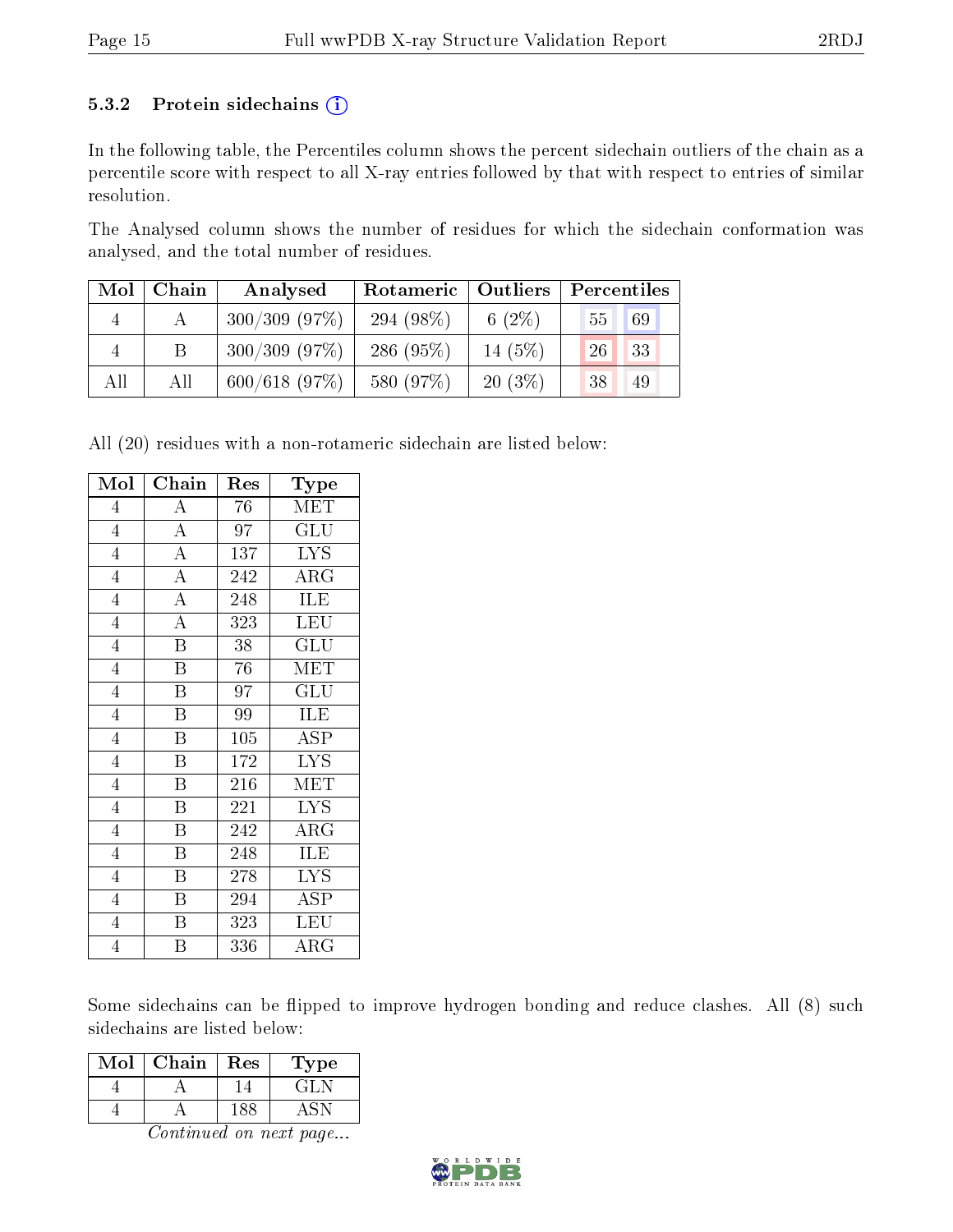### 5.3.2 Protein sidechains (i)

In the following table, the Percentiles column shows the percent sidechain outliers of the chain as a percentile score with respect to all X-ray entries followed by that with respect to entries of similar resolution.

The Analysed column shows the number of residues for which the sidechain conformation was analysed, and the total number of residues.

| Mol | Chain | Analysed | Rotameric | Outliers | Percentiles | |
|---|---|---|---|---|---|---|
| 4 | A | 300/309 (97%) | 294 (98%) | 6 (2%) | 55 | 69 |
| 4 | B | 300/309 (97%) | 286 (95%) | 14 (5%) | 26 | 33 |
| All | All | 600/618 (97%) | 580 (97%) | 20 (3%) | 38 | 49 |

All (20) residues with a non-rotameric sidechain are listed below:

| Mol | Chain | Res | Type |
|---|---|---|---|
| 4 | A | 76 | MET |
| 4 | A | 97 | GLU |
| 4 | A | 137 | LYS |
| 4 | A | 242 | ARG |
| 4 | A | 248 | ILE |
| 4 | A | 323 | LEU |
| 4 | B | 38 | GLU |
| 4 | B | 76 | MET |
| 4 | B | 97 | GLU |
| 4 | B | 99 | ILE |
| 4 | B | 105 | ASP |
| 4 | B | 172 | LYS |
| 4 | B | 216 | MET |
| 4 | B | 221 | LYS |
| 4 | B | 242 | ARG |
| 4 | B | 248 | ILE |
| 4 | B | 278 | LYS |
| 4 | B | 294 | ASP |
| 4 | B | 323 | LEU |
| 4 | B | 336 | ARG |

Some sidechains can be flipped to improve hydrogen bonding and reduce clashes. All (8) such sidechains are listed below:

| Mol | Chain | Res | Type |
|---|---|---|---|
| 4 | A | 14 | GLN |
| 4 | A | 188 | ASN |

*Continued on next page...*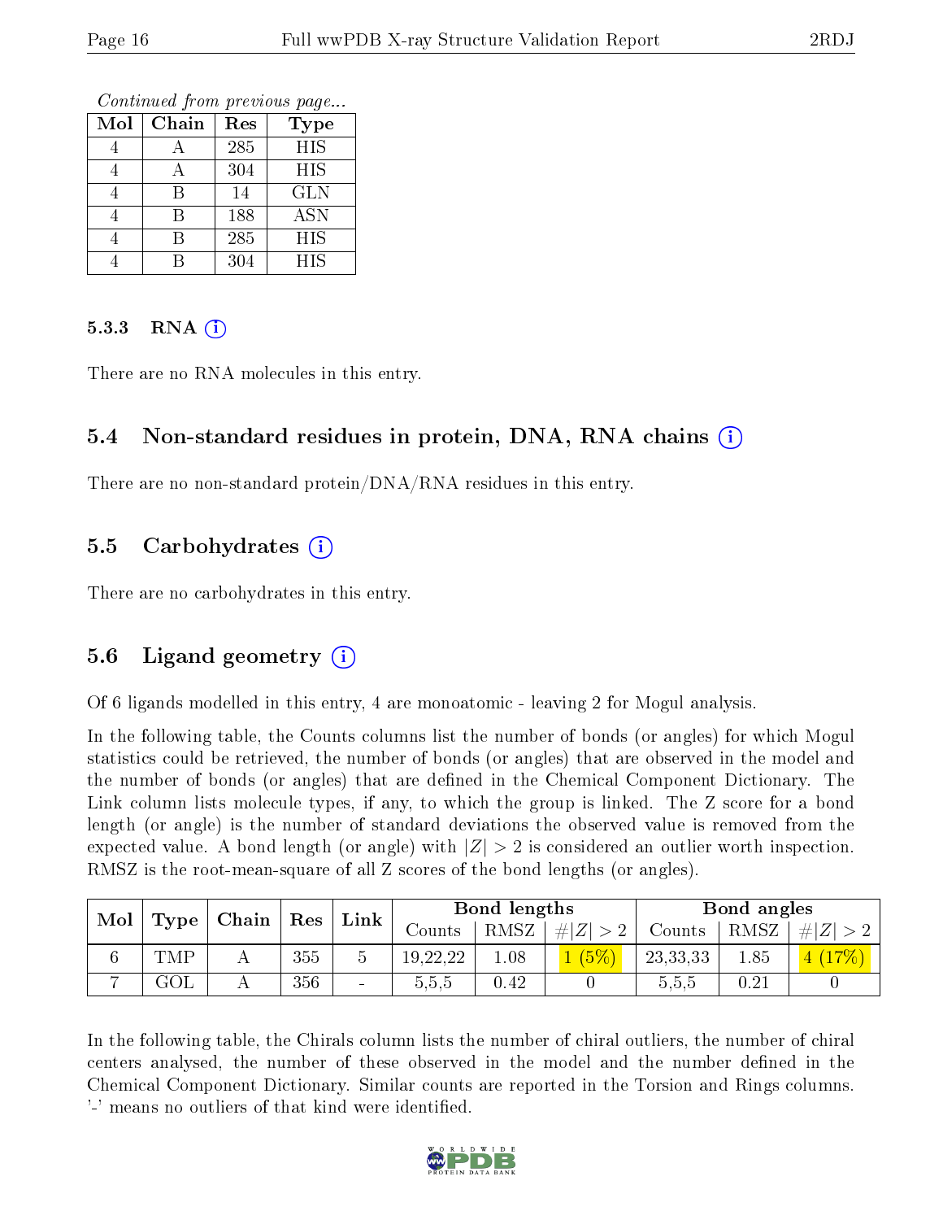*Continued from previous page...*

| Mol | Chain | Res | Type |
|---|---|---|---|
| 4 | A | 285 | HIS |
| 4 | A | 304 | HIS |
| 4 | B | 14 | GLN |
| 4 | B | 188 | ASN |
| 4 | B | 285 | HIS |
| 4 | B | 304 | HIS |

#### 5.3.3 RNA (i)

There are no RNA molecules in this entry.

### 5.4 Non-standard residues in protein, DNA, RNA chains (i)

There are no non-standard protein/DNA/RNA residues in this entry.

### 5.5 Carbohydrates (i)

There are no carbohydrates in this entry.

### 5.6 Ligand geometry (i)

Of 6 ligands modelled in this entry, 4 are monoatomic - leaving 2 for Mogul analysis.

In the following table, the Counts columns list the number of bonds (or angles) for which Mogul statistics could be retrieved, the number of bonds (or angles) that are observed in the model and the number of bonds (or angles) that are defined in the Chemical Component Dictionary. The Link column lists molecule types, if any, to which the group is linked. The Z score for a bond length (or angle) is the number of standard deviations the observed value is removed from the expected value. A bond length (or angle) with $|Z| > 2$ is considered an outlier worth inspection. RMSZ is the root-mean-square of all Z scores of the bond lengths (or angles).

| Mol | Type | Chain | Res | Link | Bond lengths | | | Bond angles | | |
|---|---|---|---|---|---|---|---|---|---|---|
| | | | | | Counts | RMSZ | $\#\|Z\| > 2$ | Counts | RMSZ | $\#\|Z\| > 2$ |
| 6 | TMP | A | 355 | 5 | 19,22,22 | 1.08 | 1 (5%) | 23,33,33 | 1.85 | 4 (17%) |
| 7 | GOL | A | 356 | - | 5,5,5 | 0.42 | 0 | 5,5,5 | 0.21 | 0 |

In the following table, the Chirals column lists the number of chiral outliers, the number of chiral centers analysed, the number of these observed in the model and the number defined in the Chemical Component Dictionary. Similar counts are reported in the Torsion and Rings columns. '-' means no outliers of that kind were identified.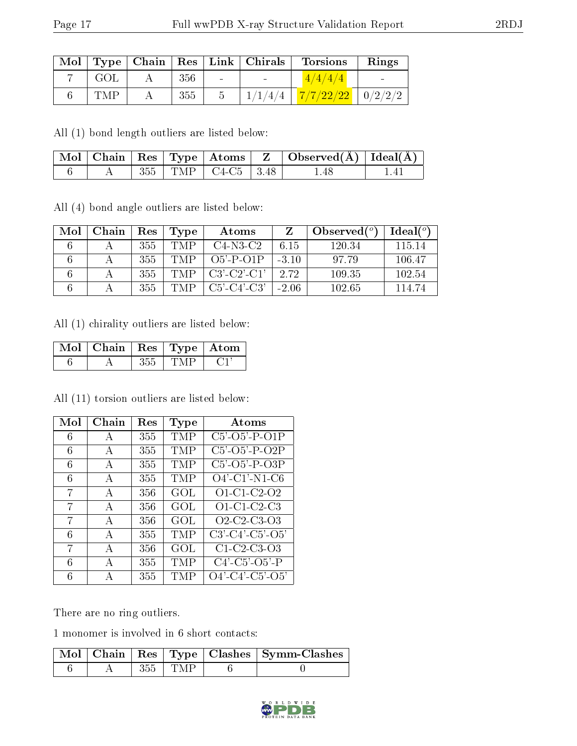| Mol | Type | Chain | Res | Link | Chirals | Torsions | Rings |
|---|---|---|---|---|---|---|---|
| 7 | GOL | A | 356 | - | - | 4/4/4/4 | - |
| 6 | TMP | A | 355 | 5 | 1/1/4/4 | 7/7/22/22 | 0/2/2/2 |

All (1) bond length outliers are listed below:

| Mol | Chain | Res | Type | Atoms | Z | Observed(Å) | Ideal(Å) |
|---|---|---|---|---|---|---|---|
| 6 | A | 355 | TMP | C4-C5 | 3.48 | 1.48 | 1.41 |

All (4) bond angle outliers are listed below:

| Mol | Chain | Res | Type | Atoms | Z | Observed(°) | Ideal(°) |
|---|---|---|---|---|---|---|---|
| 6 | A | 355 | TMP | C4-N3-C2 | 6.15 | 120.34 | 115.14 |
| 6 | A | 355 | TMP | O5'-P-O1P | -3.10 | 97.79 | 106.47 |
| 6 | A | 355 | TMP | C3'-C2'-C1' | 2.72 | 109.35 | 102.54 |
| 6 | A | 355 | TMP | C5'-C4'-C3' | -2.06 | 102.65 | 114.74 |

All (1) chirality outliers are listed below:

| Mol | Chain | Res | Type | Atom |
|---|---|---|---|---|
| 6 | A | 355 | TMP | C1' |

All (11) torsion outliers are listed below:

| Mol | Chain | Res | Type | Atoms |
|---|---|---|---|---|
| 6 | A | 355 | TMP | C5'-O5'-P-O1P |
| 6 | A | 355 | TMP | C5'-O5'-P-O2P |
| 6 | A | 355 | TMP | C5'-O5'-P-O3P |
| 6 | A | 355 | TMP | O4'-C1'-N1-C6 |
| 7 | A | 356 | GOL | O1-C1-C2-O2 |
| 7 | A | 356 | GOL | O1-C1-C2-C3 |
| 7 | A | 356 | GOL | O2-C2-C3-O3 |
| 6 | A | 355 | TMP | C3'-C4'-C5'-O5' |
| 7 | A | 356 | GOL | C1-C2-C3-O3 |
| 6 | A | 355 | TMP | C4'-C5'-O5'-P |
| 6 | A | 355 | TMP | O4'-C4'-C5'-O5' |

There are no ring outliers.

1 monomer is involved in 6 short contacts:

| Mol | Chain | Res | Type | Clashes | Symm-Clashes |
|---|---|---|---|---|---|
| 6 | A | 355 | TMP | 6 | 0 |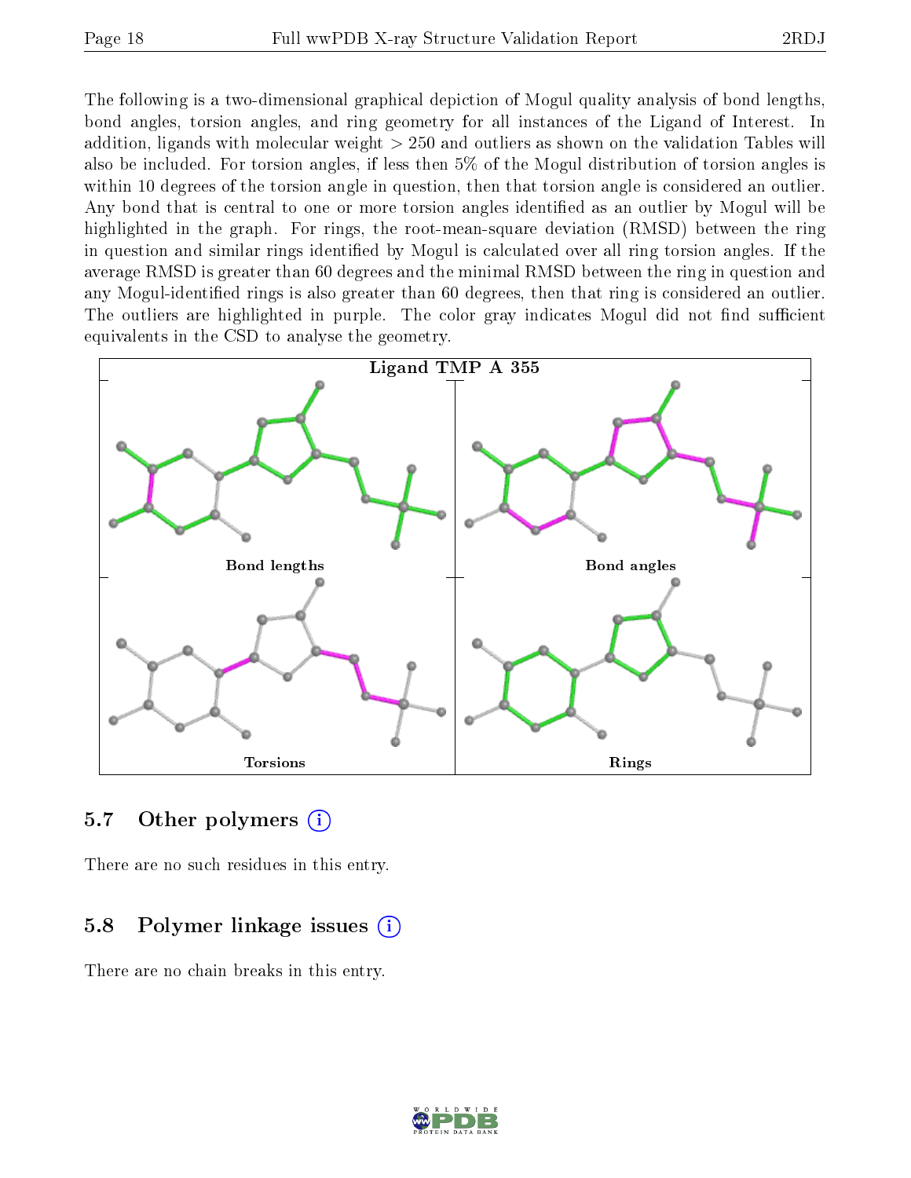The following is a two-dimensional graphical depiction of Mogul quality analysis of bond lengths, bond angles, torsion angles, and ring geometry for all instances of the Ligand of Interest. In addition, ligands with molecular weight > 250 and outliers as shown on the validation Tables will also be included. For torsion angles, if less then 5% of the Mogul distribution of torsion angles is within 10 degrees of the torsion angle in question, then that torsion angle is considered an outlier. Any bond that is central to one or more torsion angles identified as an outlier by Mogul will be highlighted in the graph. For rings, the root-mean-square deviation (RMSD) between the ring in question and similar rings identified by Mogul is calculated over all ring torsion angles. If the average RMSD is greater than 60 degrees and the minimal RMSD between the ring in question and any Mogul-identified rings is also greater than 60 degrees, then that ring is considered an outlier. The outliers are highlighted in purple. The color gray indicates Mogul did not find sufficient equivalents in the CSD to analyse the geometry.

Ligand TMP A 355

Bond lengths

Bond angles

Torsions

Rings

## 5.7 Other polymers

There are no such residues in this entry.

## 5.8 Polymer linkage issues

There are no chain breaks in this entry.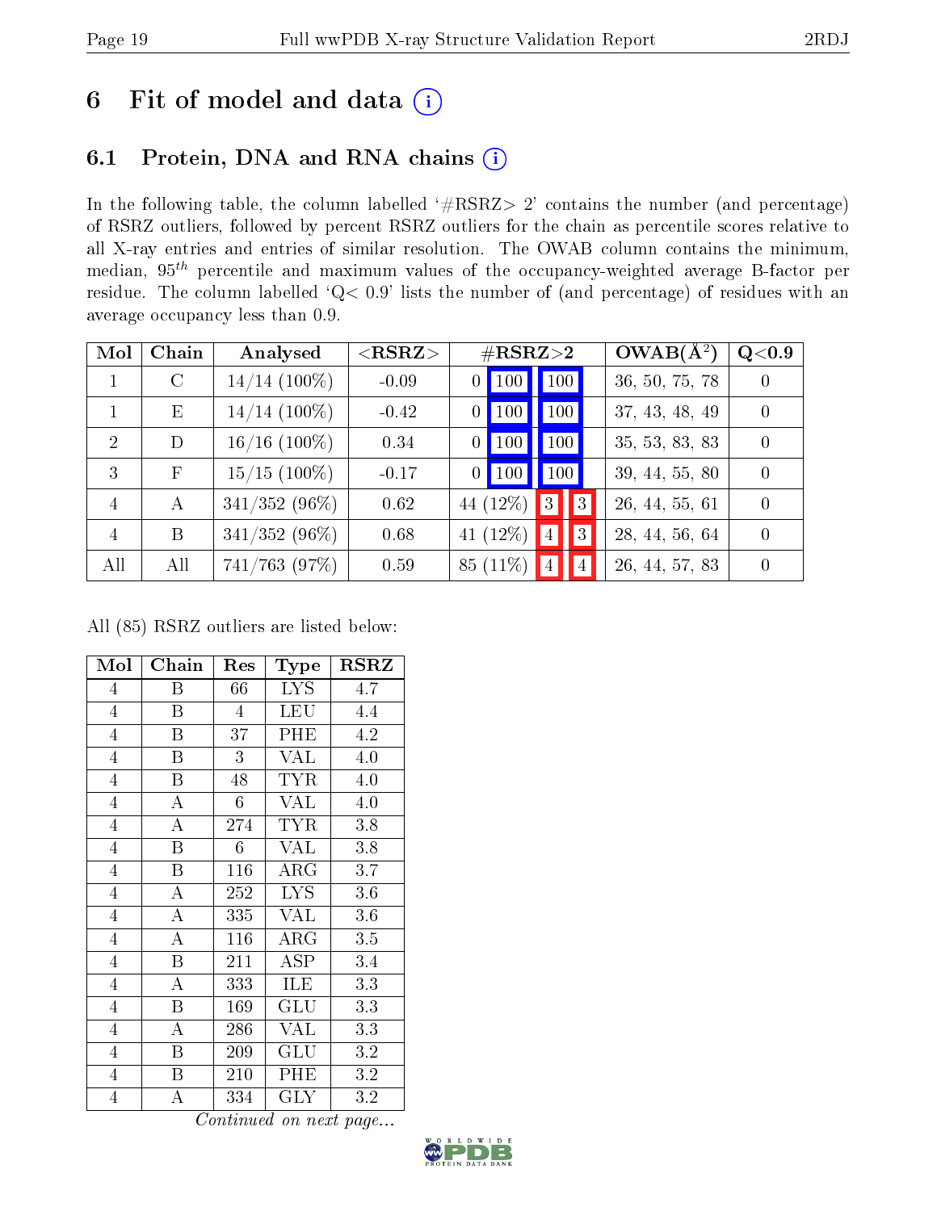# 6 Fit of model and data (i)

## 6.1 Protein, DNA and RNA chains (i)

In the following table, the column labelled '#RSRZ> 2' contains the number (and percentage) of RSRZ outliers, followed by percent RSRZ outliers for the chain as percentile scores relative to all X-ray entries and entries of similar resolution. The OWAB column contains the minimum, median, $95^{th}$ percentile and maximum values of the occupancy-weighted average B-factor per residue. The column labelled 'Q< 0.9' lists the number of (and percentage) of residues with an average occupancy less than 0.9.

| Mol | Chain | Analysed | <RSRZ> | #RSRZ>2 | | | OWAB(Å$^2$) | Q<0.9 |
|---|---|---|---|---|---|---|---|---|
| 1 | C | 14/14 (100%) | -0.09 | 0 | 100 | 100 | 36, 50, 75, 78 | 0 |
| 1 | E | 14/14 (100%) | -0.42 | 0 | 100 | 100 | 37, 43, 48, 49 | 0 |
| 2 | D | 16/16 (100%) | 0.34 | 0 | 100 | 100 | 35, 53, 83, 83 | 0 |
| 3 | F | 15/15 (100%) | -0.17 | 0 | 100 | 100 | 39, 44, 55, 80 | 0 |
| 4 | A | 341/352 (96%) | 0.62 | 44 (12%) | 3 | 3 | 26, 44, 55, 61 | 0 |
| 4 | B | 341/352 (96%) | 0.68 | 41 (12%) | 4 | 3 | 28, 44, 56, 64 | 0 |
| All | All | 741/763 (97%) | 0.59 | 85 (11%) | 4 | 4 | 26, 44, 57, 83 | 0 |

All (85) RSRZ outliers are listed below:

| Mol | Chain | Res | Type | RSRZ |
|---|---|---|---|---|
| 4 | B | 66 | LYS | 4.7 |
| 4 | B | 4 | LEU | 4.4 |
| 4 | B | 37 | PHE | 4.2 |
| 4 | B | 3 | VAL | 4.0 |
| 4 | B | 48 | TYR | 4.0 |
| 4 | A | 6 | VAL | 4.0 |
| 4 | A | 274 | TYR | 3.8 |
| 4 | B | 6 | VAL | 3.8 |
| 4 | B | 116 | ARG | 3.7 |
| 4 | A | 252 | LYS | 3.6 |
| 4 | A | 335 | VAL | 3.6 |
| 4 | A | 116 | ARG | 3.5 |
| 4 | B | 211 | ASP | 3.4 |
| 4 | A | 333 | ILE | 3.3 |
| 4 | B | 169 | GLU | 3.3 |
| 4 | A | 286 | VAL | 3.3 |
| 4 | B | 209 | GLU | 3.2 |
| 4 | B | 210 | PHE | 3.2 |
| 4 | A | 334 | GLY | 3.2 |

*Continued on next page...*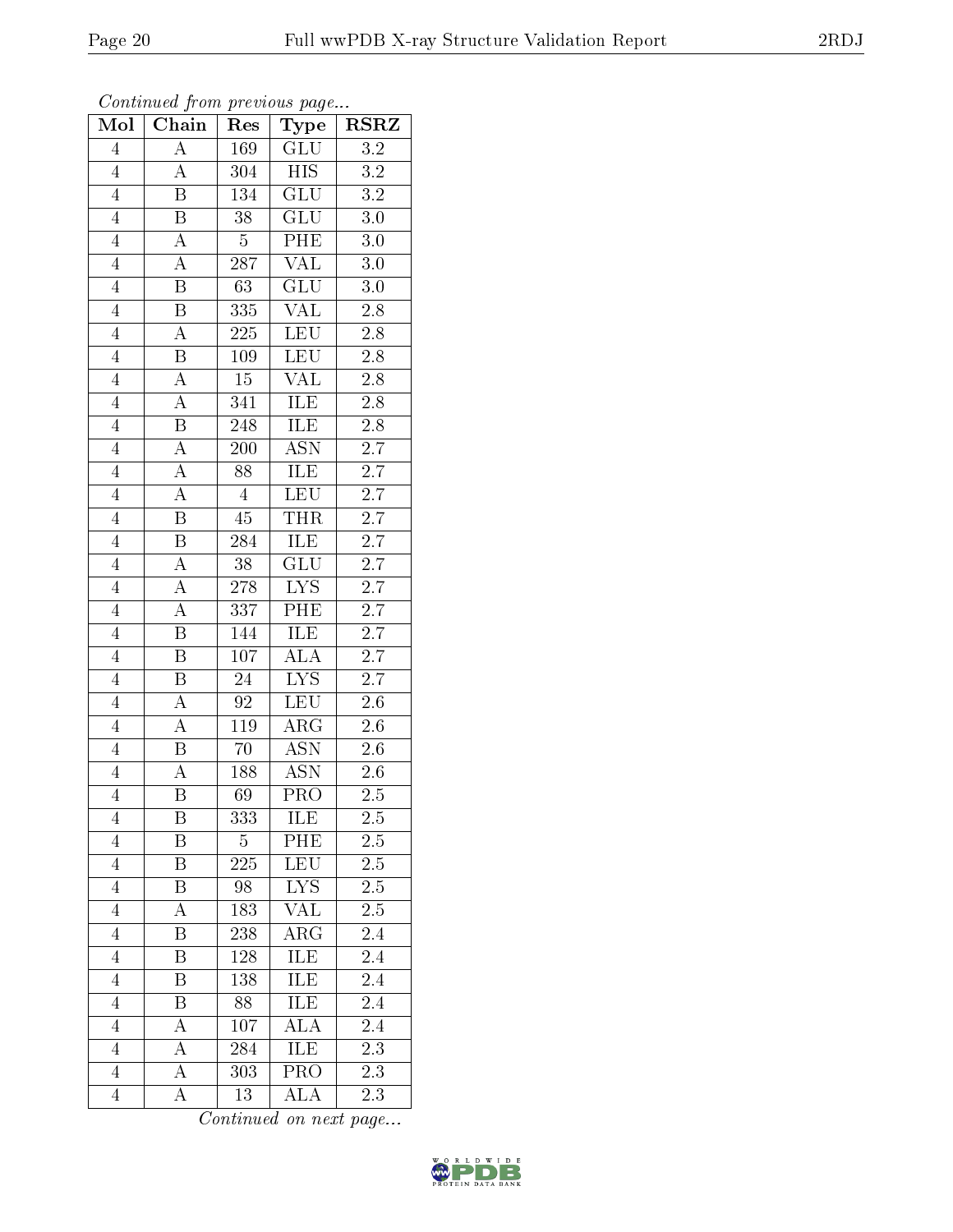*Continued from previous page...*

| Mol | Chain | Res | Type | RSRZ |
|---|---|---|---|---|
| 4 | A | 169 | GLU | 3.2 |
| 4 | A | 304 | HIS | 3.2 |
| 4 | B | 134 | GLU | 3.2 |
| 4 | B | 38 | GLU | 3.0 |
| 4 | A | 5 | PHE | 3.0 |
| 4 | A | 287 | VAL | 3.0 |
| 4 | B | 63 | GLU | 3.0 |
| 4 | B | 335 | VAL | 2.8 |
| 4 | A | 225 | LEU | 2.8 |
| 4 | B | 109 | LEU | 2.8 |
| 4 | A | 15 | VAL | 2.8 |
| 4 | A | 341 | ILE | 2.8 |
| 4 | B | 248 | ILE | 2.8 |
| 4 | A | 200 | ASN | 2.7 |
| 4 | A | 88 | ILE | 2.7 |
| 4 | A | 4 | LEU | 2.7 |
| 4 | B | 45 | THR | 2.7 |
| 4 | B | 284 | ILE | 2.7 |
| 4 | A | 38 | GLU | 2.7 |
| 4 | A | 278 | LYS | 2.7 |
| 4 | A | 337 | PHE | 2.7 |
| 4 | B | 144 | ILE | 2.7 |
| 4 | B | 107 | ALA | 2.7 |
| 4 | B | 24 | LYS | 2.7 |
| 4 | A | 92 | LEU | 2.6 |
| 4 | A | 119 | ARG | 2.6 |
| 4 | B | 70 | ASN | 2.6 |
| 4 | A | 188 | ASN | 2.6 |
| 4 | B | 69 | PRO | 2.5 |
| 4 | B | 333 | ILE | 2.5 |
| 4 | B | 5 | PHE | 2.5 |
| 4 | B | 225 | LEU | 2.5 |
| 4 | B | 98 | LYS | 2.5 |
| 4 | A | 183 | VAL | 2.5 |
| 4 | B | 238 | ARG | 2.4 |
| 4 | B | 128 | ILE | 2.4 |
| 4 | B | 138 | ILE | 2.4 |
| 4 | B | 88 | ILE | 2.4 |
| 4 | A | 107 | ALA | 2.4 |
| 4 | A | 284 | ILE | 2.3 |
| 4 | A | 303 | PRO | 2.3 |
| 4 | A | 13 | ALA | 2.3 |

*Continued on next page...*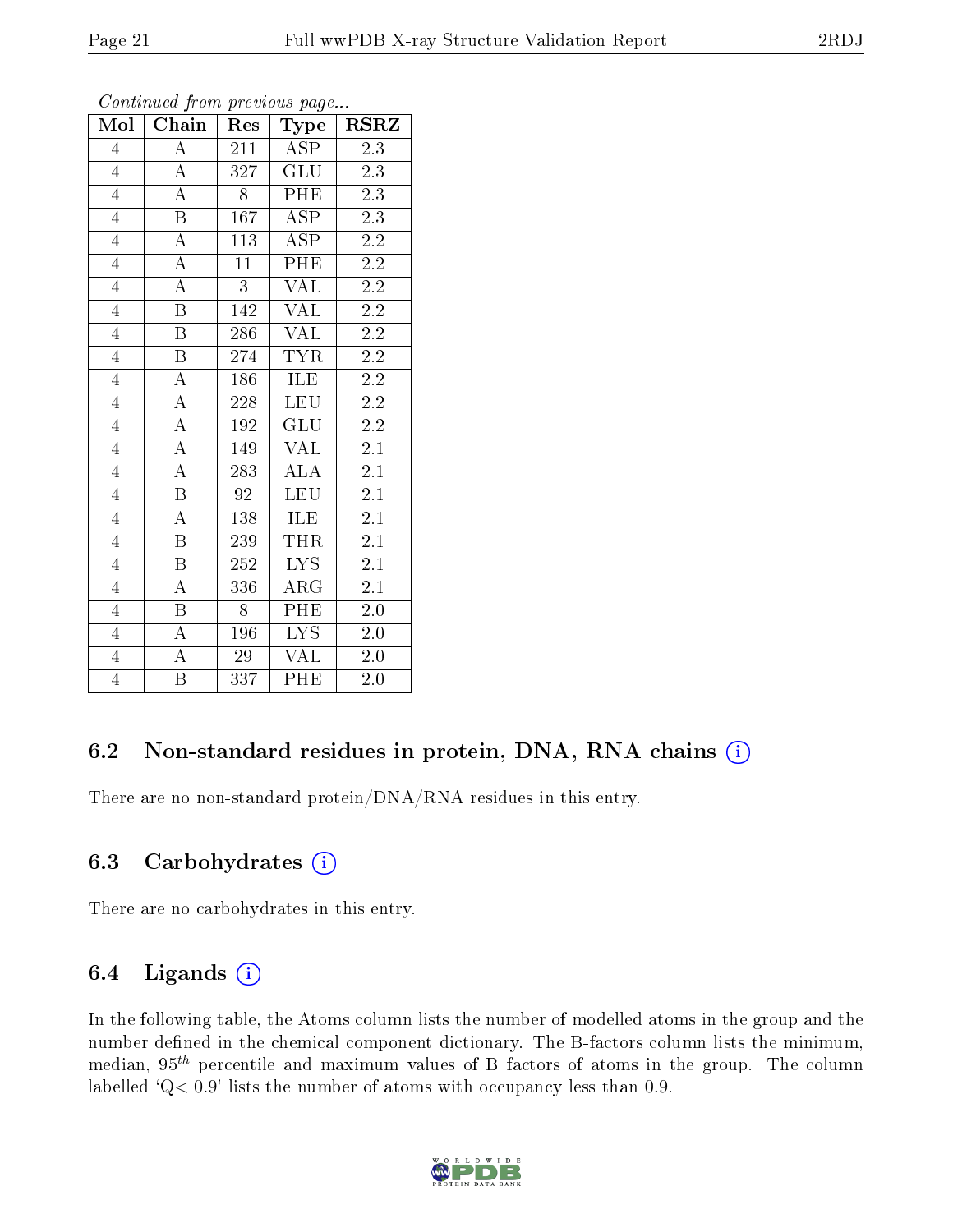*Continued from previous page...*

| Mol | Chain | Res | Type | RSRZ |
|---|---|---|---|---|
| 4 | A | 211 | ASP | 2.3 |
| 4 | A | 327 | GLU | 2.3 |
| 4 | A | 8 | PHE | 2.3 |
| 4 | B | 167 | ASP | 2.3 |
| 4 | A | 113 | ASP | 2.2 |
| 4 | A | 11 | PHE | 2.2 |
| 4 | A | 3 | VAL | 2.2 |
| 4 | B | 142 | VAL | 2.2 |
| 4 | B | 286 | VAL | 2.2 |
| 4 | B | 274 | TYR | 2.2 |
| 4 | A | 186 | ILE | 2.2 |
| 4 | A | 228 | LEU | 2.2 |
| 4 | A | 192 | GLU | 2.2 |
| 4 | A | 149 | VAL | 2.1 |
| 4 | A | 283 | ALA | 2.1 |
| 4 | B | 92 | LEU | 2.1 |
| 4 | A | 138 | ILE | 2.1 |
| 4 | B | 239 | THR | 2.1 |
| 4 | B | 252 | LYS | 2.1 |
| 4 | A | 336 | ARG | 2.1 |
| 4 | B | 8 | PHE | 2.0 |
| 4 | A | 196 | LYS | 2.0 |
| 4 | A | 29 | VAL | 2.0 |
| 4 | B | 337 | PHE | 2.0 |

## 6.2 Non-standard residues in protein, DNA, RNA chains

There are no non-standard protein/DNA/RNA residues in this entry.

## 6.3 Carbohydrates

There are no carbohydrates in this entry.

## 6.4 Ligands

In the following table, the Atoms column lists the number of modelled atoms in the group and the number defined in the chemical component dictionary. The B-factors column lists the minimum, median, $95^{th}$ percentile and maximum values of B factors of atoms in the group. The column labelled 'Q< 0.9' lists the number of atoms with occupancy less than 0.9.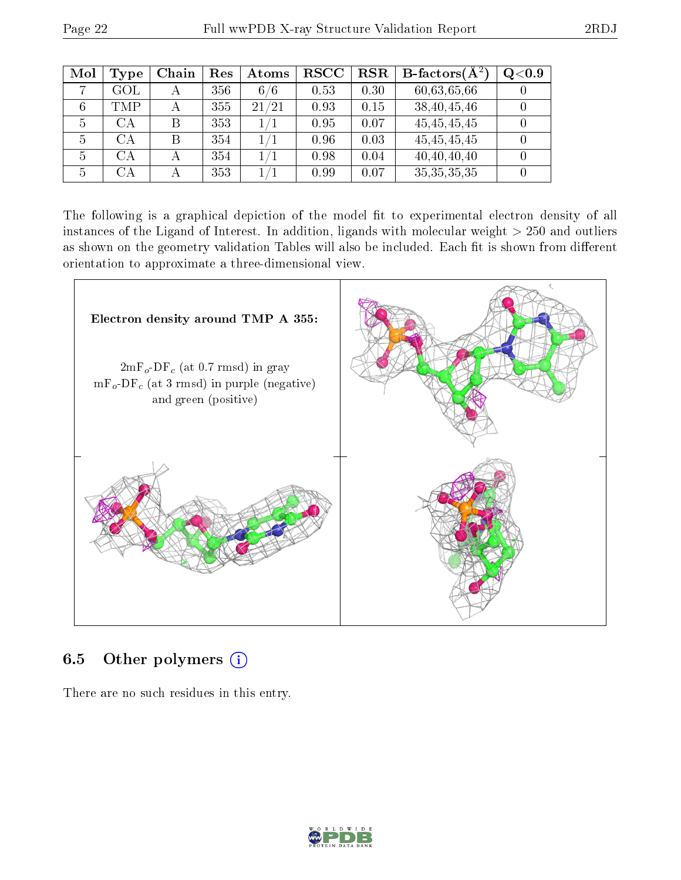| Mol | Type | Chain | Res | Atoms | RSCC | RSR | B-factors($Å^2$) | Q<0.9 |
|---|---|---|---|---|---|---|---|---|
| 7 | GOL | A | 356 | 6/6 | 0.53 | 0.30 | 60,63,65,66 | 0 |
| 6 | TMP | A | 355 | 21/21 | 0.93 | 0.15 | 38,40,45,46 | 0 |
| 5 | CA | B | 353 | 1/1 | 0.95 | 0.07 | 45,45,45,45 | 0 |
| 5 | CA | B | 354 | 1/1 | 0.96 | 0.03 | 45,45,45,45 | 0 |
| 5 | CA | A | 354 | 1/1 | 0.98 | 0.04 | 40,40,40,40 | 0 |
| 5 | CA | A | 353 | 1/1 | 0.99 | 0.07 | 35,35,35,35 | 0 |

The following is a graphical depiction of the model fit to experimental electron density of all instances of the Ligand of Interest. In addition, ligands with molecular weight > 250 and outliers as shown on the geometry validation Tables will also be included. Each fit is shown from different orientation to approximate a three-dimensional view.

**Electron density around TMP A 355:**

$2mF_o$-$DF_c$ (at 0.7 rmsd) in gray
$mF_o$-$DF_c$ (at 3 rmsd) in purple (negative) and green (positive)

## 6.5 Other polymers

There are no such residues in this entry.